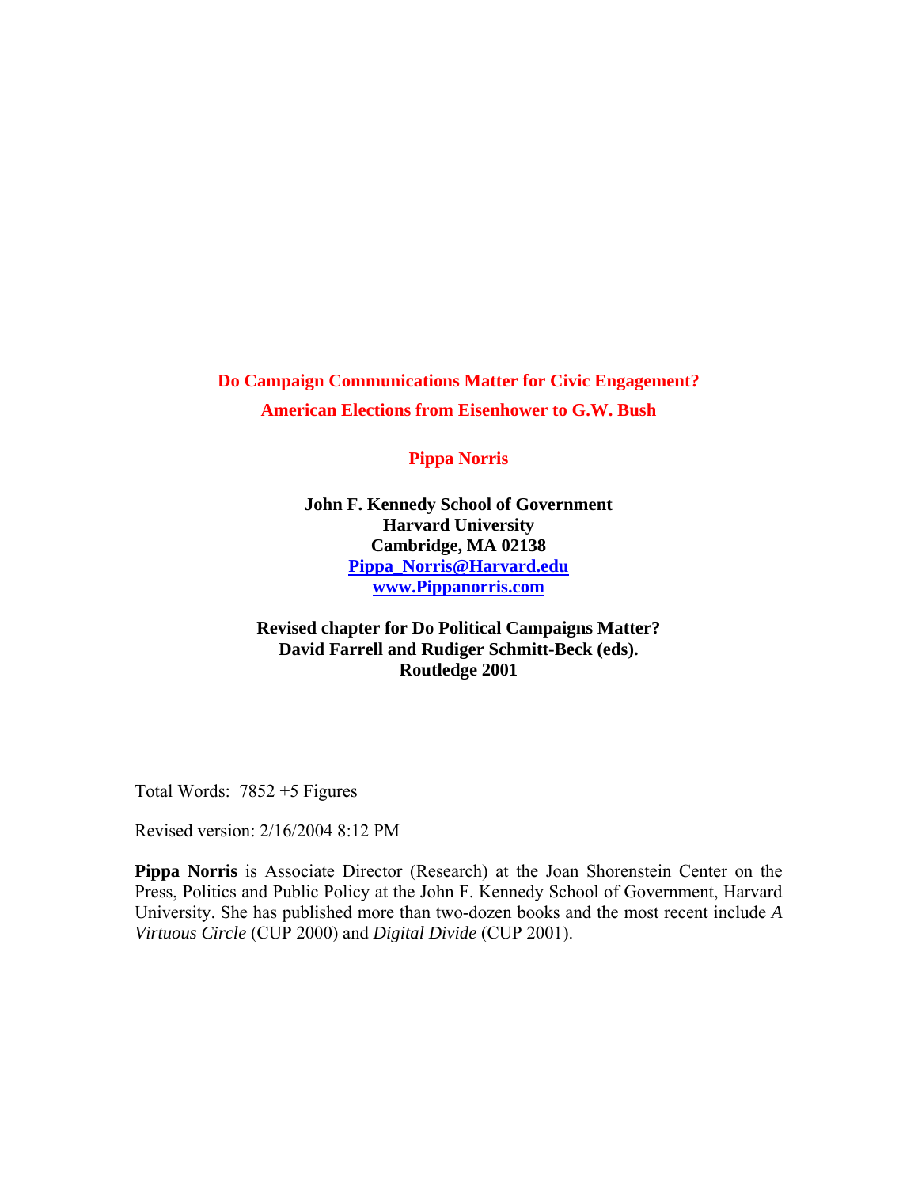# Do Campaign Communications Matter for Civic Engagement?

## American Elections from Eisenhower to G.W. Bush

**Pippa Norris**

**John F. Kennedy School of Government**
**Harvard University**
**Cambridge, MA 02138**
**[Pippa_Norris@Harvard.edu](mailto:Pippa_Norris@Harvard.edu)**
**[www.Pippanorris.com](http://www.Pippanorris.com)**

**Revised chapter for Do Political Campaigns Matter?**
**David Farrell and Rudiger Schmitt-Beck (eds).**
**Routledge 2001**

Total Words: 7852 +5 Figures

Revised version: 2/16/2004 8:12 PM

**Pippa Norris** is Associate Director (Research) at the Joan Shorenstein Center on the Press, Politics and Public Policy at the John F. Kennedy School of Government, Harvard University. She has published more than two-dozen books and the most recent include *A Virtuous Circle* (CUP 2000) and *Digital Divide* (CUP 2001).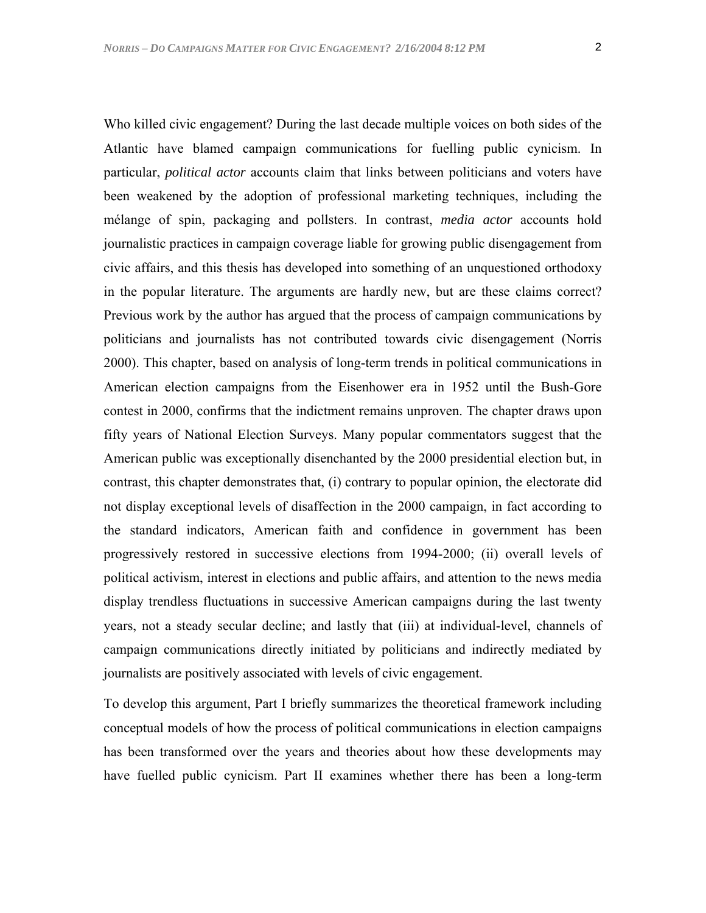Who killed civic engagement? During the last decade multiple voices on both sides of the Atlantic have blamed campaign communications for fuelling public cynicism. In particular, *political actor* accounts claim that links between politicians and voters have been weakened by the adoption of professional marketing techniques, including the mélange of spin, packaging and pollsters. In contrast, *media actor* accounts hold journalistic practices in campaign coverage liable for growing public disengagement from civic affairs, and this thesis has developed into something of an unquestioned orthodoxy in the popular literature. The arguments are hardly new, but are these claims correct? Previous work by the author has argued that the process of campaign communications by politicians and journalists has not contributed towards civic disengagement (Norris 2000). This chapter, based on analysis of long-term trends in political communications in American election campaigns from the Eisenhower era in 1952 until the Bush-Gore contest in 2000, confirms that the indictment remains unproven. The chapter draws upon fifty years of National Election Surveys. Many popular commentators suggest that the American public was exceptionally disenchanted by the 2000 presidential election but, in contrast, this chapter demonstrates that, (i) contrary to popular opinion, the electorate did not display exceptional levels of disaffection in the 2000 campaign, in fact according to the standard indicators, American faith and confidence in government has been progressively restored in successive elections from 1994-2000; (ii) overall levels of political activism, interest in elections and public affairs, and attention to the news media display trendless fluctuations in successive American campaigns during the last twenty years, not a steady secular decline; and lastly that (iii) at individual-level, channels of campaign communications directly initiated by politicians and indirectly mediated by journalists are positively associated with levels of civic engagement.

To develop this argument, Part I briefly summarizes the theoretical framework including conceptual models of how the process of political communications in election campaigns has been transformed over the years and theories about how these developments may have fuelled public cynicism. Part II examines whether there has been a long-term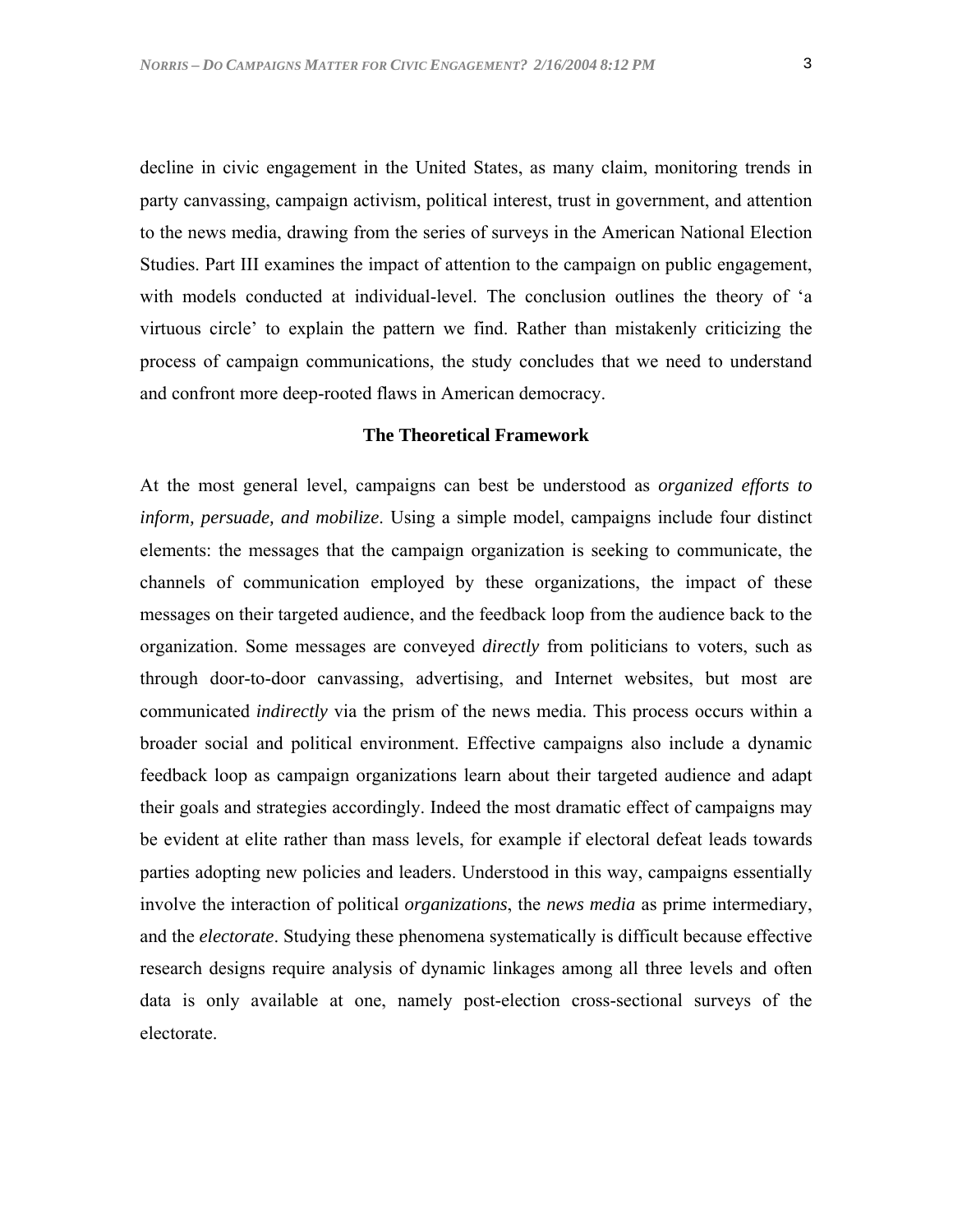decline in civic engagement in the United States, as many claim, monitoring trends in party canvassing, campaign activism, political interest, trust in government, and attention to the news media, drawing from the series of surveys in the American National Election Studies. Part III examines the impact of attention to the campaign on public engagement, with models conducted at individual-level. The conclusion outlines the theory of 'a virtuous circle' to explain the pattern we find. Rather than mistakenly criticizing the process of campaign communications, the study concludes that we need to understand and confront more deep-rooted flaws in American democracy.

## The Theoretical Framework

At the most general level, campaigns can best be understood as *organized efforts to inform, persuade, and mobilize*. Using a simple model, campaigns include four distinct elements: the messages that the campaign organization is seeking to communicate, the channels of communication employed by these organizations, the impact of these messages on their targeted audience, and the feedback loop from the audience back to the organization. Some messages are conveyed *directly* from politicians to voters, such as through door-to-door canvassing, advertising, and Internet websites, but most are communicated *indirectly* via the prism of the news media. This process occurs within a broader social and political environment. Effective campaigns also include a dynamic feedback loop as campaign organizations learn about their targeted audience and adapt their goals and strategies accordingly. Indeed the most dramatic effect of campaigns may be evident at elite rather than mass levels, for example if electoral defeat leads towards parties adopting new policies and leaders. Understood in this way, campaigns essentially involve the interaction of political *organizations*, the *news media* as prime intermediary, and the *electorate*. Studying these phenomena systematically is difficult because effective research designs require analysis of dynamic linkages among all three levels and often data is only available at one, namely post-election cross-sectional surveys of the electorate.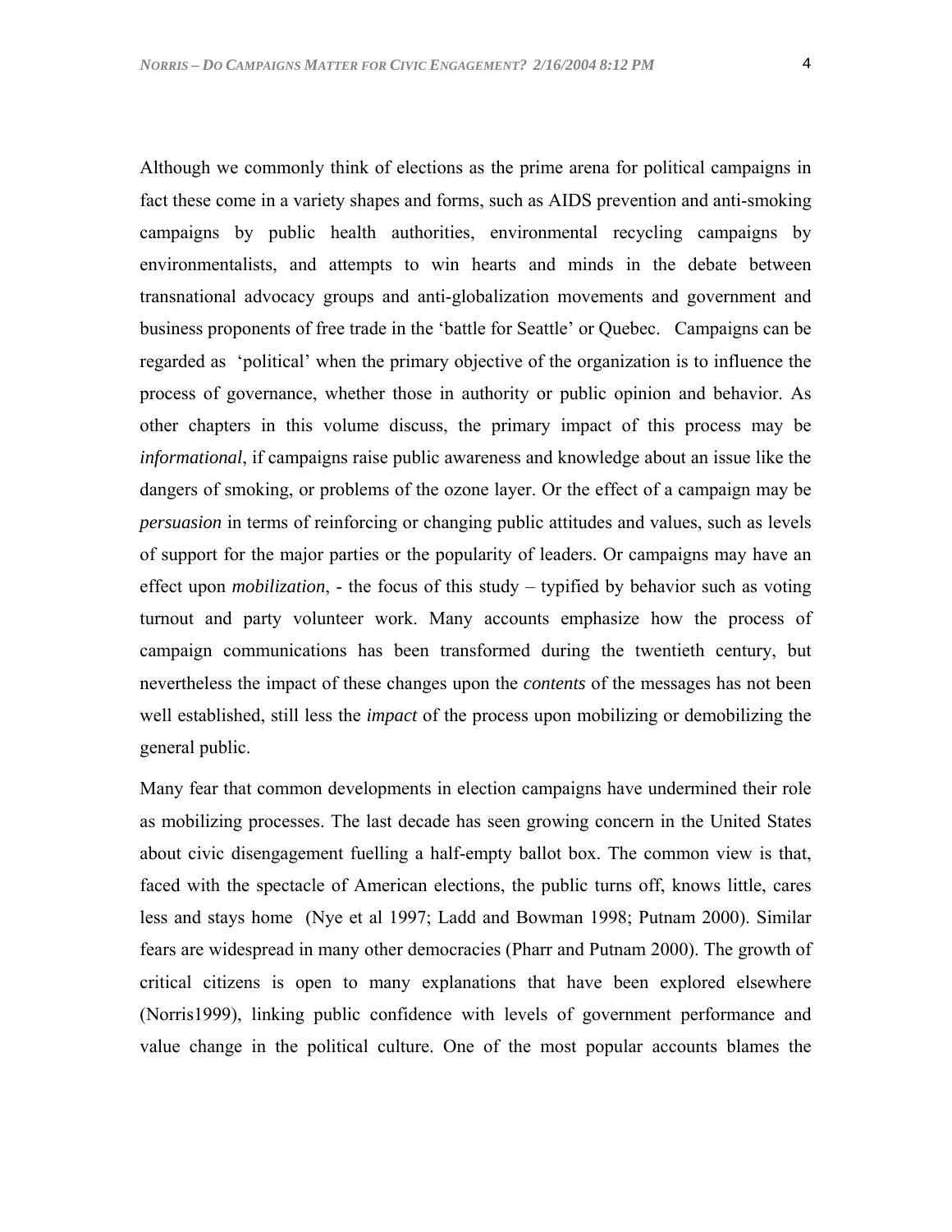Although we commonly think of elections as the prime arena for political campaigns in fact these come in a variety shapes and forms, such as AIDS prevention and anti-smoking campaigns by public health authorities, environmental recycling campaigns by environmentalists, and attempts to win hearts and minds in the debate between transnational advocacy groups and anti-globalization movements and government and business proponents of free trade in the 'battle for Seattle' or Quebec. Campaigns can be regarded as 'political' when the primary objective of the organization is to influence the process of governance, whether those in authority or public opinion and behavior. As other chapters in this volume discuss, the primary impact of this process may be *informational*, if campaigns raise public awareness and knowledge about an issue like the dangers of smoking, or problems of the ozone layer. Or the effect of a campaign may be *persuasion* in terms of reinforcing or changing public attitudes and values, such as levels of support for the major parties or the popularity of leaders. Or campaigns may have an effect upon *mobilization*, - the focus of this study – typified by behavior such as voting turnout and party volunteer work. Many accounts emphasize how the process of campaign communications has been transformed during the twentieth century, but nevertheless the impact of these changes upon the *contents* of the messages has not been well established, still less the *impact* of the process upon mobilizing or demobilizing the general public.

Many fear that common developments in election campaigns have undermined their role as mobilizing processes. The last decade has seen growing concern in the United States about civic disengagement fuelling a half-empty ballot box. The common view is that, faced with the spectacle of American elections, the public turns off, knows little, cares less and stays home (Nye et al 1997; Ladd and Bowman 1998; Putnam 2000). Similar fears are widespread in many other democracies (Pharr and Putnam 2000). The growth of critical citizens is open to many explanations that have been explored elsewhere (Norris1999), linking public confidence with levels of government performance and value change in the political culture. One of the most popular accounts blames the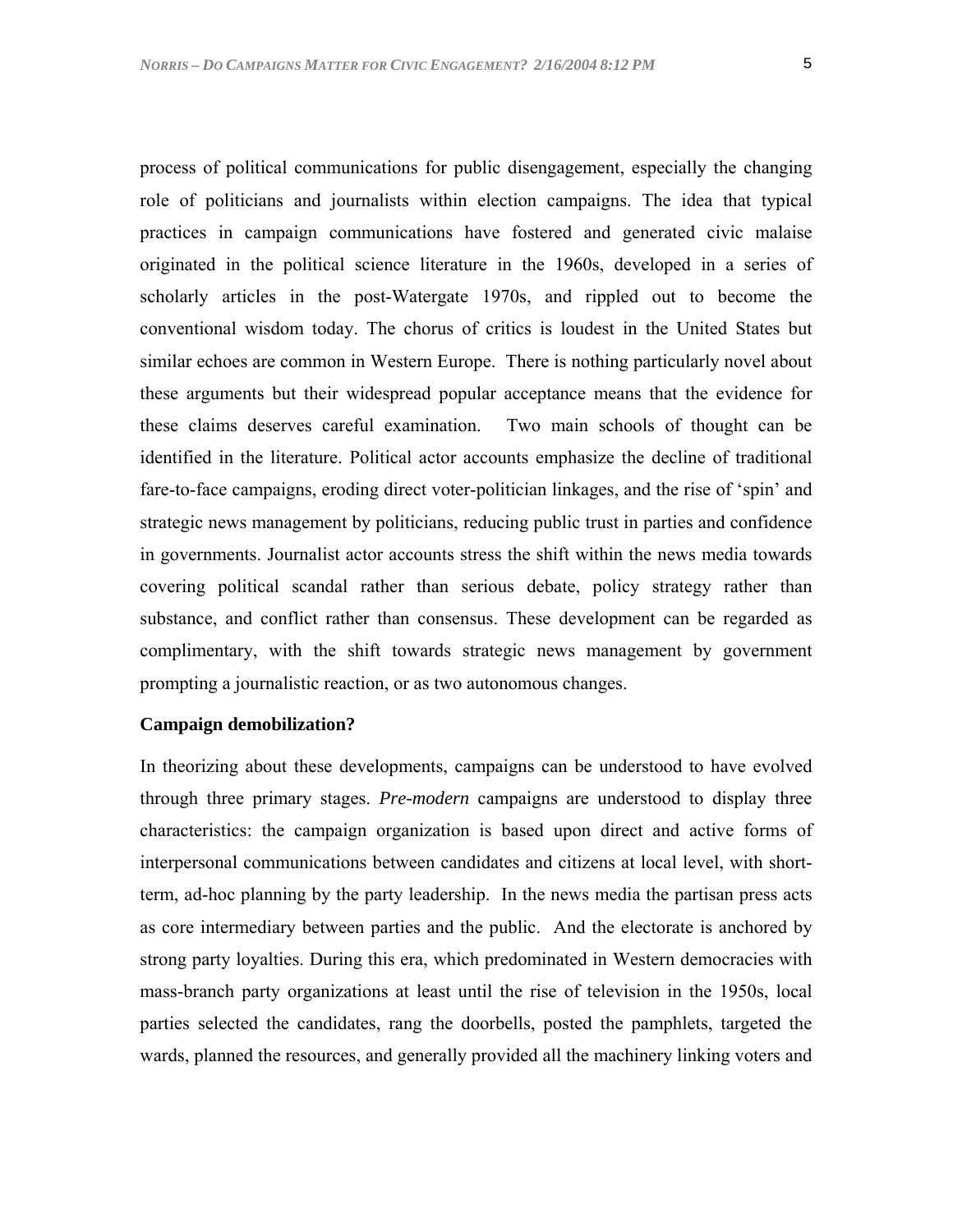process of political communications for public disengagement, especially the changing role of politicians and journalists within election campaigns. The idea that typical practices in campaign communications have fostered and generated civic malaise originated in the political science literature in the 1960s, developed in a series of scholarly articles in the post-Watergate 1970s, and rippled out to become the conventional wisdom today. The chorus of critics is loudest in the United States but similar echoes are common in Western Europe. There is nothing particularly novel about these arguments but their widespread popular acceptance means that the evidence for these claims deserves careful examination. Two main schools of thought can be identified in the literature. Political actor accounts emphasize the decline of traditional fare-to-face campaigns, eroding direct voter-politician linkages, and the rise of 'spin' and strategic news management by politicians, reducing public trust in parties and confidence in governments. Journalist actor accounts stress the shift within the news media towards covering political scandal rather than serious debate, policy strategy rather than substance, and conflict rather than consensus. These development can be regarded as complimentary, with the shift towards strategic news management by government prompting a journalistic reaction, or as two autonomous changes.

### Campaign demobilization?

In theorizing about these developments, campaigns can be understood to have evolved through three primary stages. *Pre-modern* campaigns are understood to display three characteristics: the campaign organization is based upon direct and active forms of interpersonal communications between candidates and citizens at local level, with short-term, ad-hoc planning by the party leadership. In the news media the partisan press acts as core intermediary between parties and the public. And the electorate is anchored by strong party loyalties. During this era, which predominated in Western democracies with mass-branch party organizations at least until the rise of television in the 1950s, local parties selected the candidates, rang the doorbells, posted the pamphlets, targeted the wards, planned the resources, and generally provided all the machinery linking voters and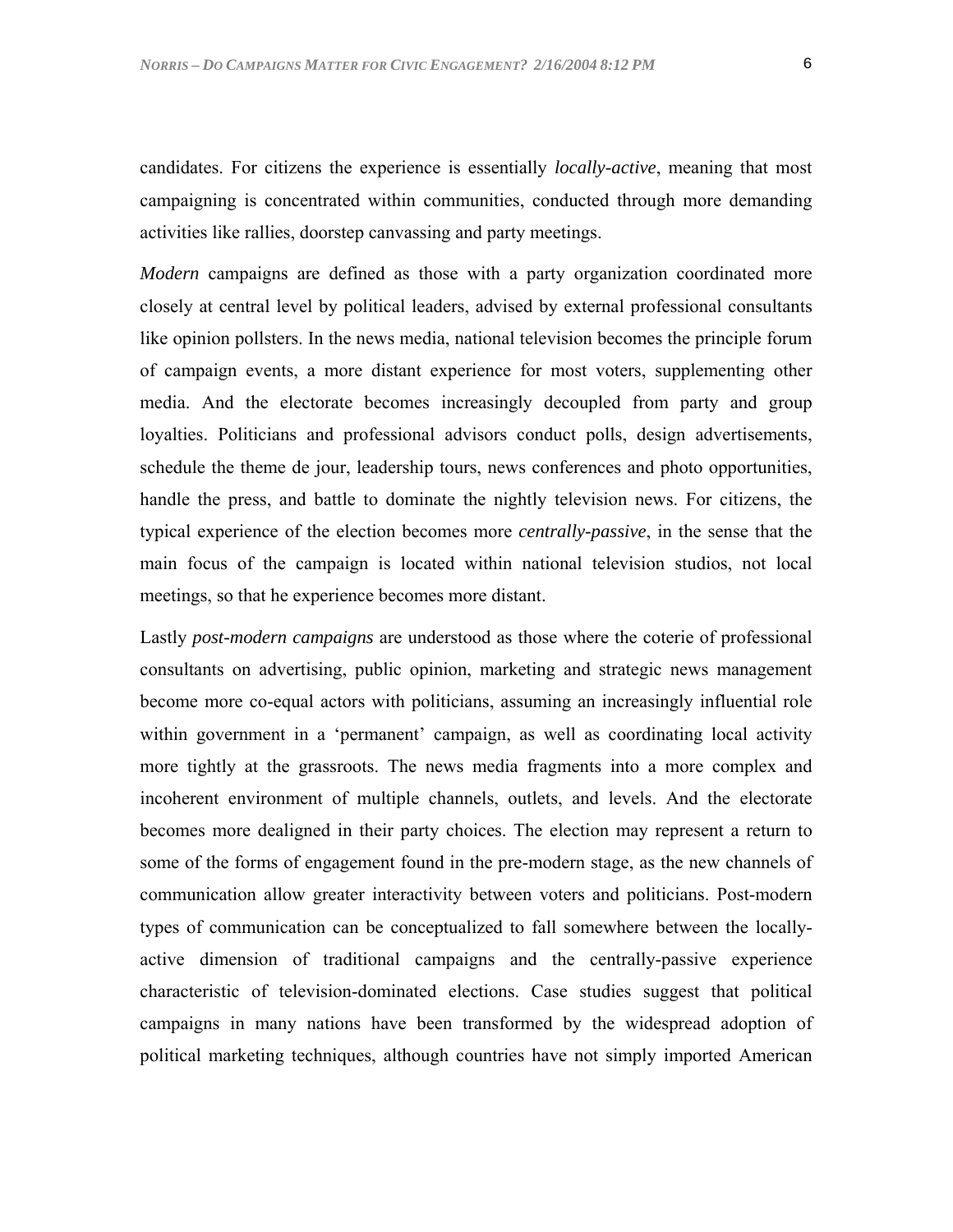candidates. For citizens the experience is essentially *locally-active*, meaning that most campaigning is concentrated within communities, conducted through more demanding activities like rallies, doorstep canvassing and party meetings.

*Modern* campaigns are defined as those with a party organization coordinated more closely at central level by political leaders, advised by external professional consultants like opinion pollsters. In the news media, national television becomes the principle forum of campaign events, a more distant experience for most voters, supplementing other media. And the electorate becomes increasingly decoupled from party and group loyalties. Politicians and professional advisors conduct polls, design advertisements, schedule the theme de jour, leadership tours, news conferences and photo opportunities, handle the press, and battle to dominate the nightly television news. For citizens, the typical experience of the election becomes more *centrally-passive*, in the sense that the main focus of the campaign is located within national television studios, not local meetings, so that he experience becomes more distant.

Lastly *post-modern campaigns* are understood as those where the coterie of professional consultants on advertising, public opinion, marketing and strategic news management become more co-equal actors with politicians, assuming an increasingly influential role within government in a 'permanent' campaign, as well as coordinating local activity more tightly at the grassroots. The news media fragments into a more complex and incoherent environment of multiple channels, outlets, and levels. And the electorate becomes more dealigned in their party choices. The election may represent a return to some of the forms of engagement found in the pre-modern stage, as the new channels of communication allow greater interactivity between voters and politicians. Post-modern types of communication can be conceptualized to fall somewhere between the locally-active dimension of traditional campaigns and the centrally-passive experience characteristic of television-dominated elections. Case studies suggest that political campaigns in many nations have been transformed by the widespread adoption of political marketing techniques, although countries have not simply imported American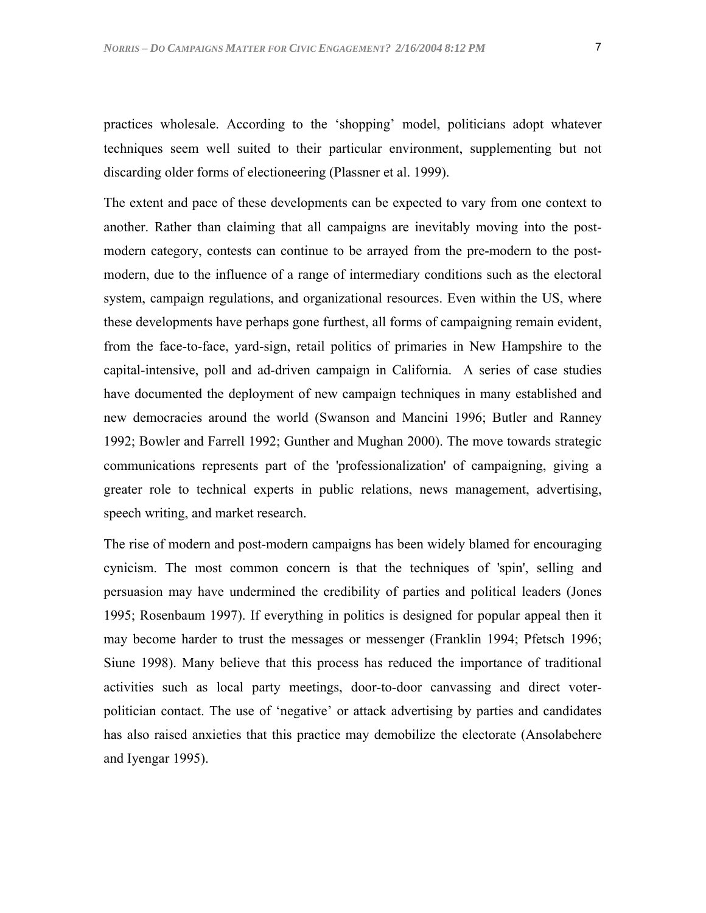practices wholesale. According to the 'shopping' model, politicians adopt whatever techniques seem well suited to their particular environment, supplementing but not discarding older forms of electioneering (Plassner et al. 1999).

The extent and pace of these developments can be expected to vary from one context to another. Rather than claiming that all campaigns are inevitably moving into the post-modern category, contests can continue to be arrayed from the pre-modern to the post-modern, due to the influence of a range of intermediary conditions such as the electoral system, campaign regulations, and organizational resources. Even within the US, where these developments have perhaps gone furthest, all forms of campaigning remain evident, from the face-to-face, yard-sign, retail politics of primaries in New Hampshire to the capital-intensive, poll and ad-driven campaign in California. A series of case studies have documented the deployment of new campaign techniques in many established and new democracies around the world (Swanson and Mancini 1996; Butler and Ranney 1992; Bowler and Farrell 1992; Gunther and Mughan 2000). The move towards strategic communications represents part of the 'professionalization' of campaigning, giving a greater role to technical experts in public relations, news management, advertising, speech writing, and market research.

The rise of modern and post-modern campaigns has been widely blamed for encouraging cynicism. The most common concern is that the techniques of 'spin', selling and persuasion may have undermined the credibility of parties and political leaders (Jones 1995; Rosenbaum 1997). If everything in politics is designed for popular appeal then it may become harder to trust the messages or messenger (Franklin 1994; Pfetsch 1996; Siune 1998). Many believe that this process has reduced the importance of traditional activities such as local party meetings, door-to-door canvassing and direct voter-politician contact. The use of 'negative' or attack advertising by parties and candidates has also raised anxieties that this practice may demobilize the electorate (Ansolabehere and Iyengar 1995).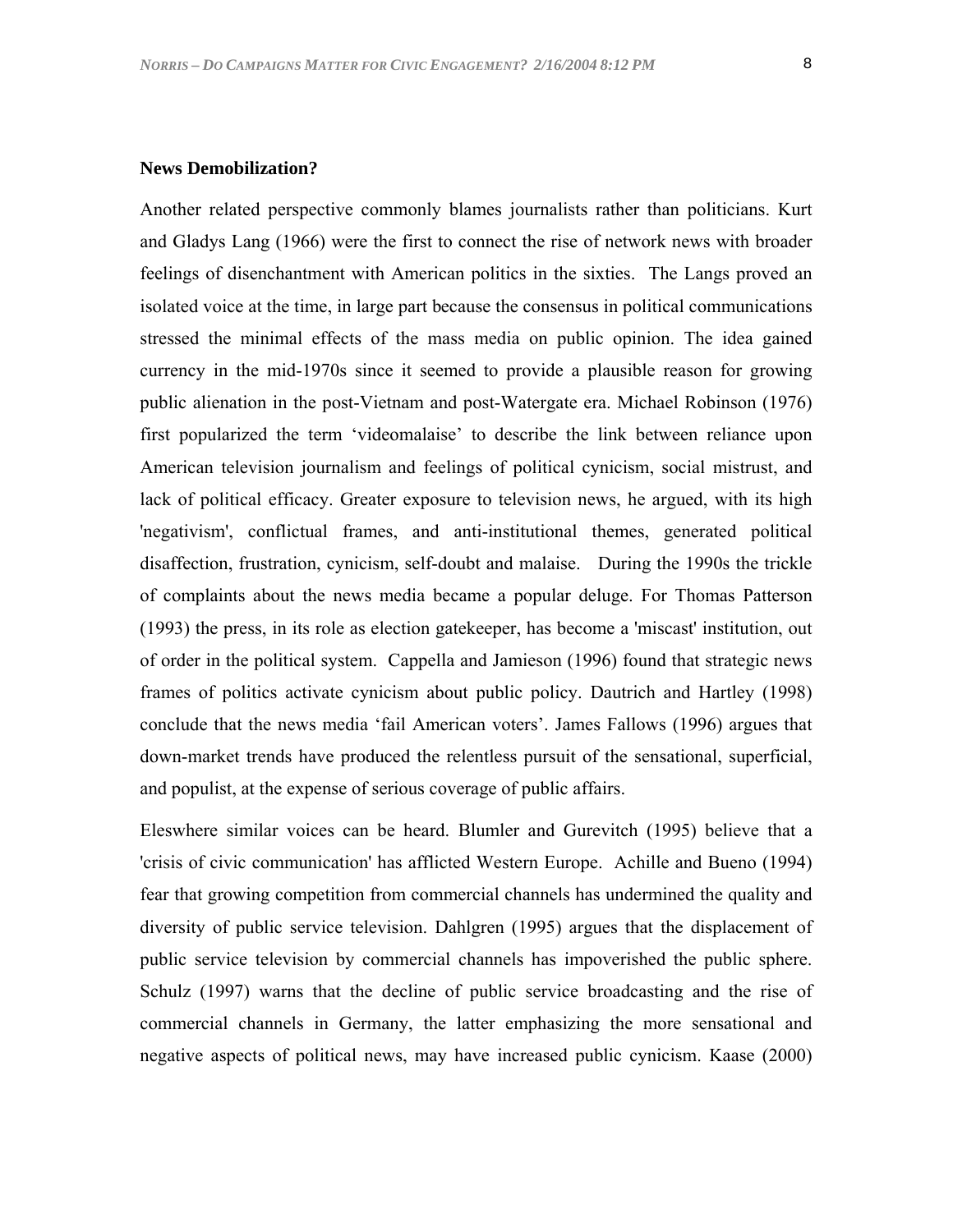**News Demobilization?**

Another related perspective commonly blames journalists rather than politicians. Kurt and Gladys Lang (1966) were the first to connect the rise of network news with broader feelings of disenchantment with American politics in the sixties. The Langs proved an isolated voice at the time, in large part because the consensus in political communications stressed the minimal effects of the mass media on public opinion. The idea gained currency in the mid-1970s since it seemed to provide a plausible reason for growing public alienation in the post-Vietnam and post-Watergate era. Michael Robinson (1976) first popularized the term 'videomalaise' to describe the link between reliance upon American television journalism and feelings of political cynicism, social mistrust, and lack of political efficacy. Greater exposure to television news, he argued, with its high 'negativism', conflictual frames, and anti-institutional themes, generated political disaffection, frustration, cynicism, self-doubt and malaise. During the 1990s the trickle of complaints about the news media became a popular deluge. For Thomas Patterson (1993) the press, in its role as election gatekeeper, has become a 'miscast' institution, out of order in the political system. Cappella and Jamieson (1996) found that strategic news frames of politics activate cynicism about public policy. Dautrich and Hartley (1998) conclude that the news media 'fail American voters'. James Fallows (1996) argues that down-market trends have produced the relentless pursuit of the sensational, superficial, and populist, at the expense of serious coverage of public affairs.

Eleswhere similar voices can be heard. Blumler and Gurevitch (1995) believe that a 'crisis of civic communication' has afflicted Western Europe. Achille and Bueno (1994) fear that growing competition from commercial channels has undermined the quality and diversity of public service television. Dahlgren (1995) argues that the displacement of public service television by commercial channels has impoverished the public sphere. Schulz (1997) warns that the decline of public service broadcasting and the rise of commercial channels in Germany, the latter emphasizing the more sensational and negative aspects of political news, may have increased public cynicism. Kaase (2000)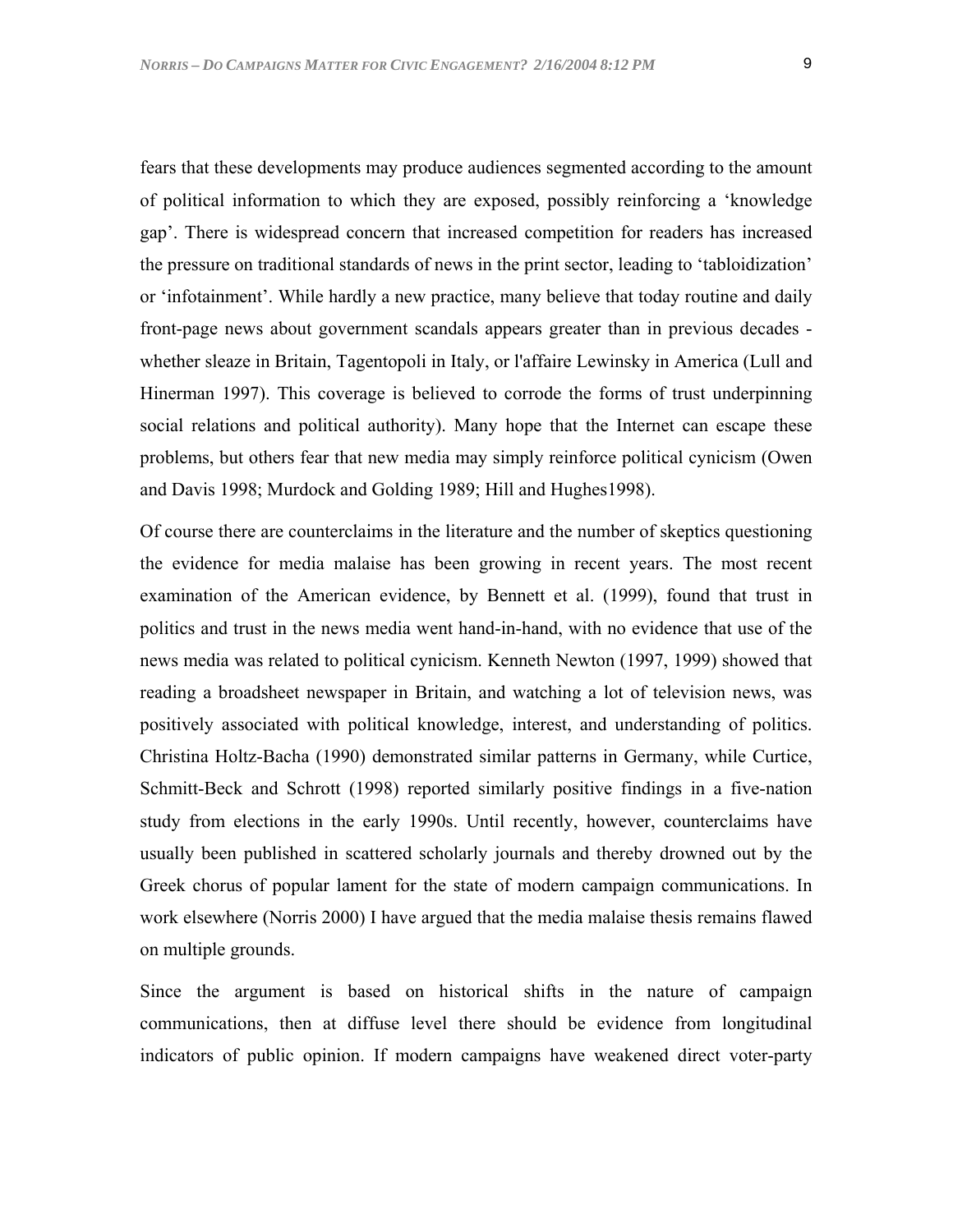fears that these developments may produce audiences segmented according to the amount of political information to which they are exposed, possibly reinforcing a 'knowledge gap'. There is widespread concern that increased competition for readers has increased the pressure on traditional standards of news in the print sector, leading to 'tabloidization' or 'infotainment'. While hardly a new practice, many believe that today routine and daily front-page news about government scandals appears greater than in previous decades - whether sleaze in Britain, Tagentopoli in Italy, or l'affaire Lewinsky in America (Lull and Hinerman 1997). This coverage is believed to corrode the forms of trust underpinning social relations and political authority). Many hope that the Internet can escape these problems, but others fear that new media may simply reinforce political cynicism (Owen and Davis 1998; Murdock and Golding 1989; Hill and Hughes1998).

Of course there are counterclaims in the literature and the number of skeptics questioning the evidence for media malaise has been growing in recent years. The most recent examination of the American evidence, by Bennett et al. (1999), found that trust in politics and trust in the news media went hand-in-hand, with no evidence that use of the news media was related to political cynicism. Kenneth Newton (1997, 1999) showed that reading a broadsheet newspaper in Britain, and watching a lot of television news, was positively associated with political knowledge, interest, and understanding of politics. Christina Holtz-Bacha (1990) demonstrated similar patterns in Germany, while Curtice, Schmitt-Beck and Schrott (1998) reported similarly positive findings in a five-nation study from elections in the early 1990s. Until recently, however, counterclaims have usually been published in scattered scholarly journals and thereby drowned out by the Greek chorus of popular lament for the state of modern campaign communications. In work elsewhere (Norris 2000) I have argued that the media malaise thesis remains flawed on multiple grounds.

Since the argument is based on historical shifts in the nature of campaign communications, then at diffuse level there should be evidence from longitudinal indicators of public opinion. If modern campaigns have weakened direct voter-party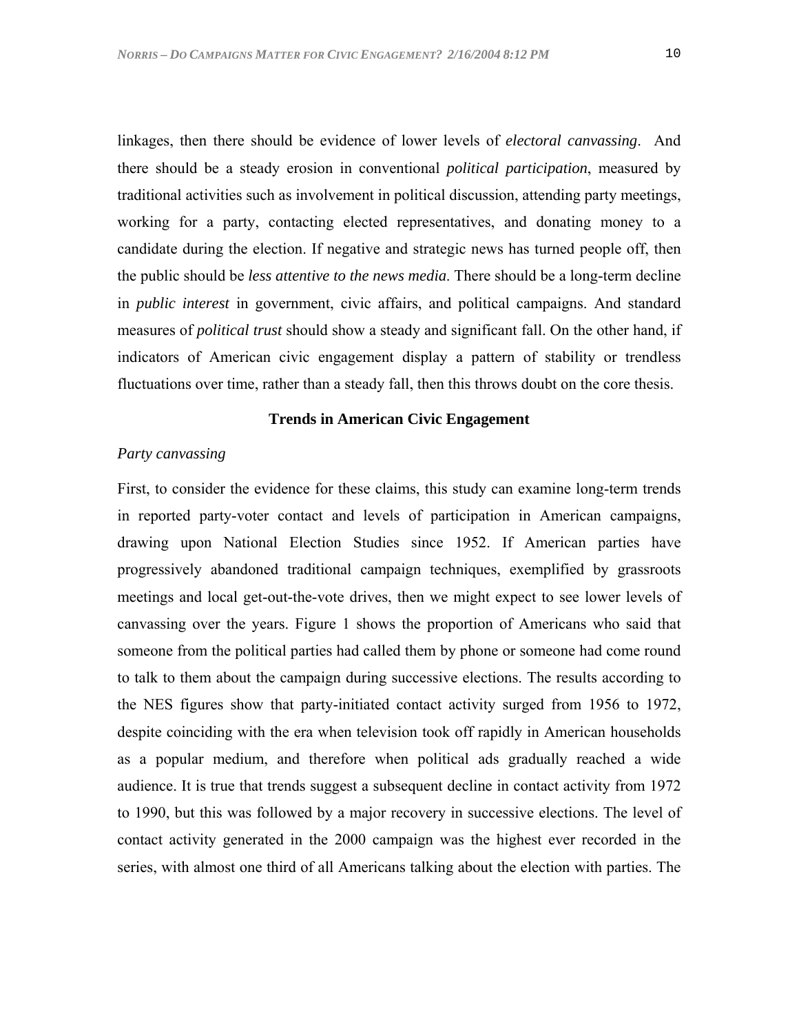linkages, then there should be evidence of lower levels of *electoral canvassing*. And there should be a steady erosion in conventional *political participation*, measured by traditional activities such as involvement in political discussion, attending party meetings, working for a party, contacting elected representatives, and donating money to a candidate during the election. If negative and strategic news has turned people off, then the public should be *less attentive to the news media.* There should be a long-term decline in *public interest* in government, civic affairs, and political campaigns. And standard measures of *political trust* should show a steady and significant fall. On the other hand, if indicators of American civic engagement display a pattern of stability or trendless fluctuations over time, rather than a steady fall, then this throws doubt on the core thesis.

## Trends in American Civic Engagement

### *Party canvassing*

First, to consider the evidence for these claims, this study can examine long-term trends in reported party-voter contact and levels of participation in American campaigns, drawing upon National Election Studies since 1952. If American parties have progressively abandoned traditional campaign techniques, exemplified by grassroots meetings and local get-out-the-vote drives, then we might expect to see lower levels of canvassing over the years. Figure 1 shows the proportion of Americans who said that someone from the political parties had called them by phone or someone had come round to talk to them about the campaign during successive elections. The results according to the NES figures show that party-initiated contact activity surged from 1956 to 1972, despite coinciding with the era when television took off rapidly in American households as a popular medium, and therefore when political ads gradually reached a wide audience. It is true that trends suggest a subsequent decline in contact activity from 1972 to 1990, but this was followed by a major recovery in successive elections. The level of contact activity generated in the 2000 campaign was the highest ever recorded in the series, with almost one third of all Americans talking about the election with parties. The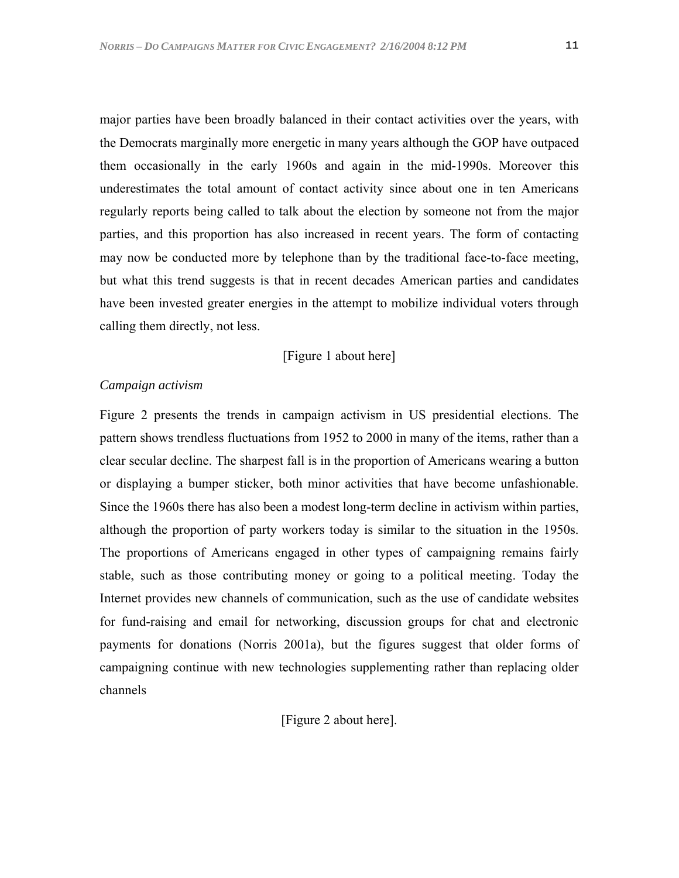major parties have been broadly balanced in their contact activities over the years, with the Democrats marginally more energetic in many years although the GOP have outpaced them occasionally in the early 1960s and again in the mid-1990s. Moreover this underestimates the total amount of contact activity since about one in ten Americans regularly reports being called to talk about the election by someone not from the major parties, and this proportion has also increased in recent years. The form of contacting may now be conducted more by telephone than by the traditional face-to-face meeting, but what this trend suggests is that in recent decades American parties and candidates have been invested greater energies in the attempt to mobilize individual voters through calling them directly, not less.

[Figure 1 about here]

*Campaign activism*

Figure 2 presents the trends in campaign activism in US presidential elections. The pattern shows trendless fluctuations from 1952 to 2000 in many of the items, rather than a clear secular decline. The sharpest fall is in the proportion of Americans wearing a button or displaying a bumper sticker, both minor activities that have become unfashionable. Since the 1960s there has also been a modest long-term decline in activism within parties, although the proportion of party workers today is similar to the situation in the 1950s. The proportions of Americans engaged in other types of campaigning remains fairly stable, such as those contributing money or going to a political meeting. Today the Internet provides new channels of communication, such as the use of candidate websites for fund-raising and email for networking, discussion groups for chat and electronic payments for donations (Norris 2001a), but the figures suggest that older forms of campaigning continue with new technologies supplementing rather than replacing older channels

[Figure 2 about here].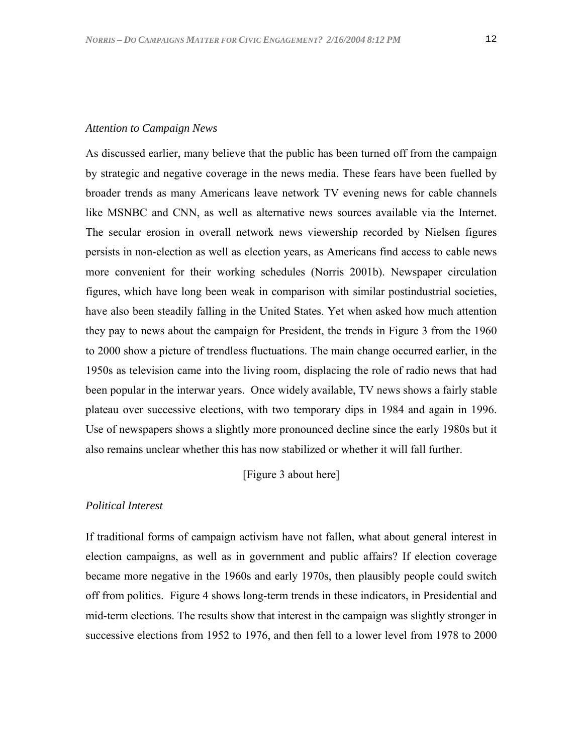*Attention to Campaign News*

As discussed earlier, many believe that the public has been turned off from the campaign by strategic and negative coverage in the news media. These fears have been fuelled by broader trends as many Americans leave network TV evening news for cable channels like MSNBC and CNN, as well as alternative news sources available via the Internet. The secular erosion in overall network news viewership recorded by Nielsen figures persists in non-election as well as election years, as Americans find access to cable news more convenient for their working schedules (Norris 2001b). Newspaper circulation figures, which have long been weak in comparison with similar postindustrial societies, have also been steadily falling in the United States. Yet when asked how much attention they pay to news about the campaign for President, the trends in Figure 3 from the 1960 to 2000 show a picture of trendless fluctuations. The main change occurred earlier, in the 1950s as television came into the living room, displacing the role of radio news that had been popular in the interwar years. Once widely available, TV news shows a fairly stable plateau over successive elections, with two temporary dips in 1984 and again in 1996. Use of newspapers shows a slightly more pronounced decline since the early 1980s but it also remains unclear whether this has now stabilized or whether it will fall further.

[Figure 3 about here]

*Political Interest*

If traditional forms of campaign activism have not fallen, what about general interest in election campaigns, as well as in government and public affairs? If election coverage became more negative in the 1960s and early 1970s, then plausibly people could switch off from politics. Figure 4 shows long-term trends in these indicators, in Presidential and mid-term elections. The results show that interest in the campaign was slightly stronger in successive elections from 1952 to 1976, and then fell to a lower level from 1978 to 2000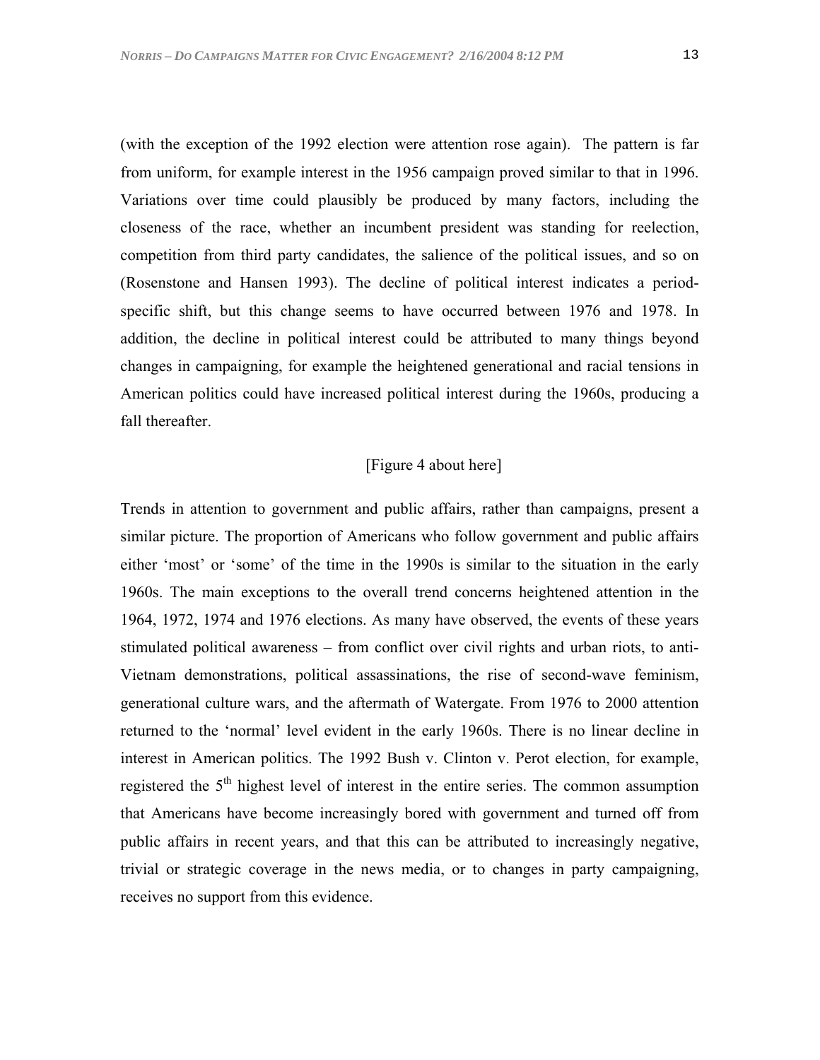(with the exception of the 1992 election were attention rose again). The pattern is far from uniform, for example interest in the 1956 campaign proved similar to that in 1996. Variations over time could plausibly be produced by many factors, including the closeness of the race, whether an incumbent president was standing for reelection, competition from third party candidates, the salience of the political issues, and so on (Rosenstone and Hansen 1993). The decline of political interest indicates a period-specific shift, but this change seems to have occurred between 1976 and 1978. In addition, the decline in political interest could be attributed to many things beyond changes in campaigning, for example the heightened generational and racial tensions in American politics could have increased political interest during the 1960s, producing a fall thereafter.

[Figure 4 about here]

Trends in attention to government and public affairs, rather than campaigns, present a similar picture. The proportion of Americans who follow government and public affairs either 'most' or 'some' of the time in the 1990s is similar to the situation in the early 1960s. The main exceptions to the overall trend concerns heightened attention in the 1964, 1972, 1974 and 1976 elections. As many have observed, the events of these years stimulated political awareness – from conflict over civil rights and urban riots, to anti-Vietnam demonstrations, political assassinations, the rise of second-wave feminism, generational culture wars, and the aftermath of Watergate. From 1976 to 2000 attention returned to the 'normal' level evident in the early 1960s. There is no linear decline in interest in American politics. The 1992 Bush v. Clinton v. Perot election, for example, registered the 5th highest level of interest in the entire series. The common assumption that Americans have become increasingly bored with government and turned off from public affairs in recent years, and that this can be attributed to increasingly negative, trivial or strategic coverage in the news media, or to changes in party campaigning, receives no support from this evidence.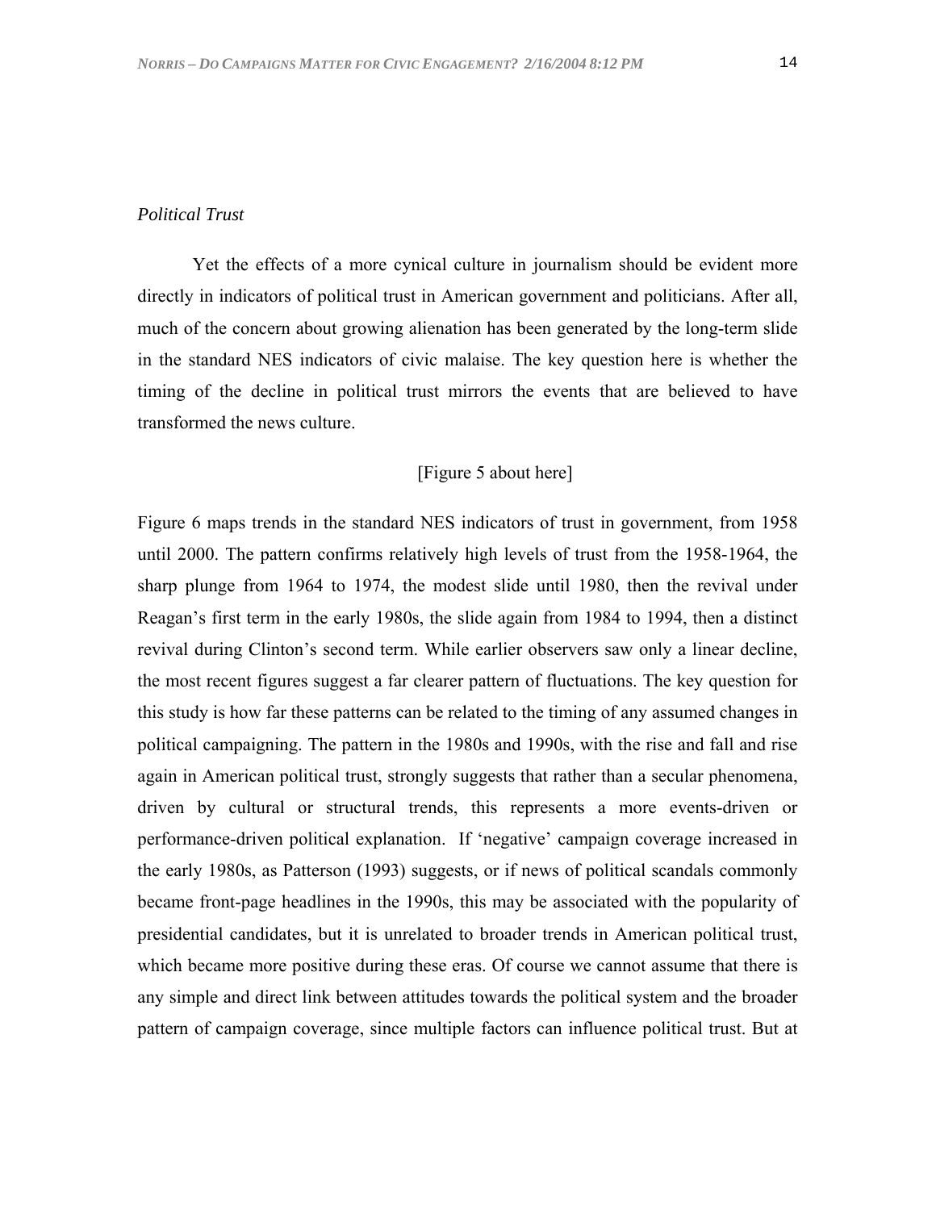### *Political Trust*

Yet the effects of a more cynical culture in journalism should be evident more directly in indicators of political trust in American government and politicians. After all, much of the concern about growing alienation has been generated by the long-term slide in the standard NES indicators of civic malaise. The key question here is whether the timing of the decline in political trust mirrors the events that are believed to have transformed the news culture.

[Figure 5 about here]

Figure 6 maps trends in the standard NES indicators of trust in government, from 1958 until 2000. The pattern confirms relatively high levels of trust from the 1958-1964, the sharp plunge from 1964 to 1974, the modest slide until 1980, then the revival under Reagan's first term in the early 1980s, the slide again from 1984 to 1994, then a distinct revival during Clinton's second term. While earlier observers saw only a linear decline, the most recent figures suggest a far clearer pattern of fluctuations. The key question for this study is how far these patterns can be related to the timing of any assumed changes in political campaigning. The pattern in the 1980s and 1990s, with the rise and fall and rise again in American political trust, strongly suggests that rather than a secular phenomena, driven by cultural or structural trends, this represents a more events-driven or performance-driven political explanation. If 'negative' campaign coverage increased in the early 1980s, as Patterson (1993) suggests, or if news of political scandals commonly became front-page headlines in the 1990s, this may be associated with the popularity of presidential candidates, but it is unrelated to broader trends in American political trust, which became more positive during these eras. Of course we cannot assume that there is any simple and direct link between attitudes towards the political system and the broader pattern of campaign coverage, since multiple factors can influence political trust. But at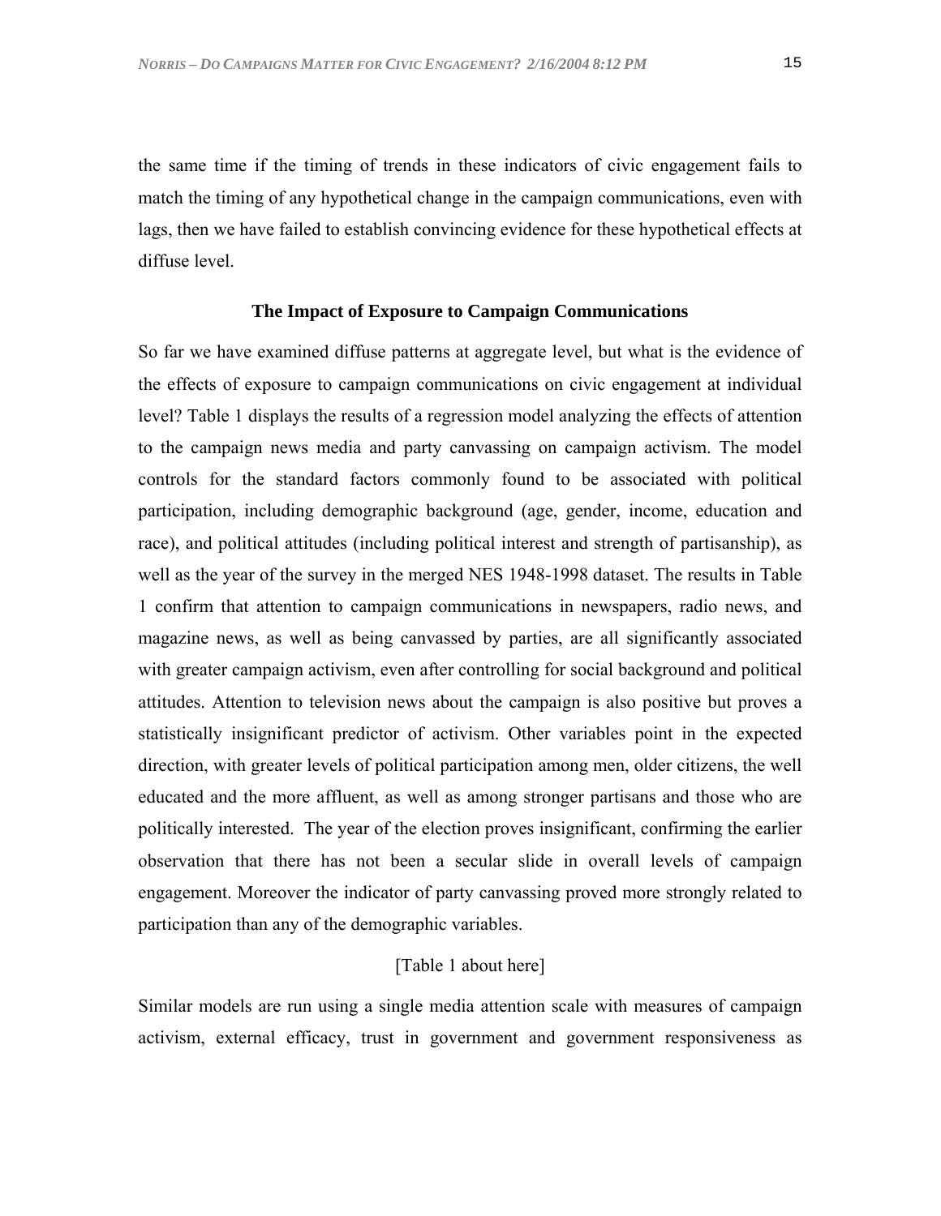the same time if the timing of trends in these indicators of civic engagement fails to match the timing of any hypothetical change in the campaign communications, even with lags, then we have failed to establish convincing evidence for these hypothetical effects at diffuse level.

### The Impact of Exposure to Campaign Communications

So far we have examined diffuse patterns at aggregate level, but what is the evidence of the effects of exposure to campaign communications on civic engagement at individual level? Table 1 displays the results of a regression model analyzing the effects of attention to the campaign news media and party canvassing on campaign activism. The model controls for the standard factors commonly found to be associated with political participation, including demographic background (age, gender, income, education and race), and political attitudes (including political interest and strength of partisanship), as well as the year of the survey in the merged NES 1948-1998 dataset. The results in Table 1 confirm that attention to campaign communications in newspapers, radio news, and magazine news, as well as being canvassed by parties, are all significantly associated with greater campaign activism, even after controlling for social background and political attitudes. Attention to television news about the campaign is also positive but proves a statistically insignificant predictor of activism. Other variables point in the expected direction, with greater levels of political participation among men, older citizens, the well educated and the more affluent, as well as among stronger partisans and those who are politically interested. The year of the election proves insignificant, confirming the earlier observation that there has not been a secular slide in overall levels of campaign engagement. Moreover the indicator of party canvassing proved more strongly related to participation than any of the demographic variables.

[Table 1 about here]

Similar models are run using a single media attention scale with measures of campaign activism, external efficacy, trust in government and government responsiveness as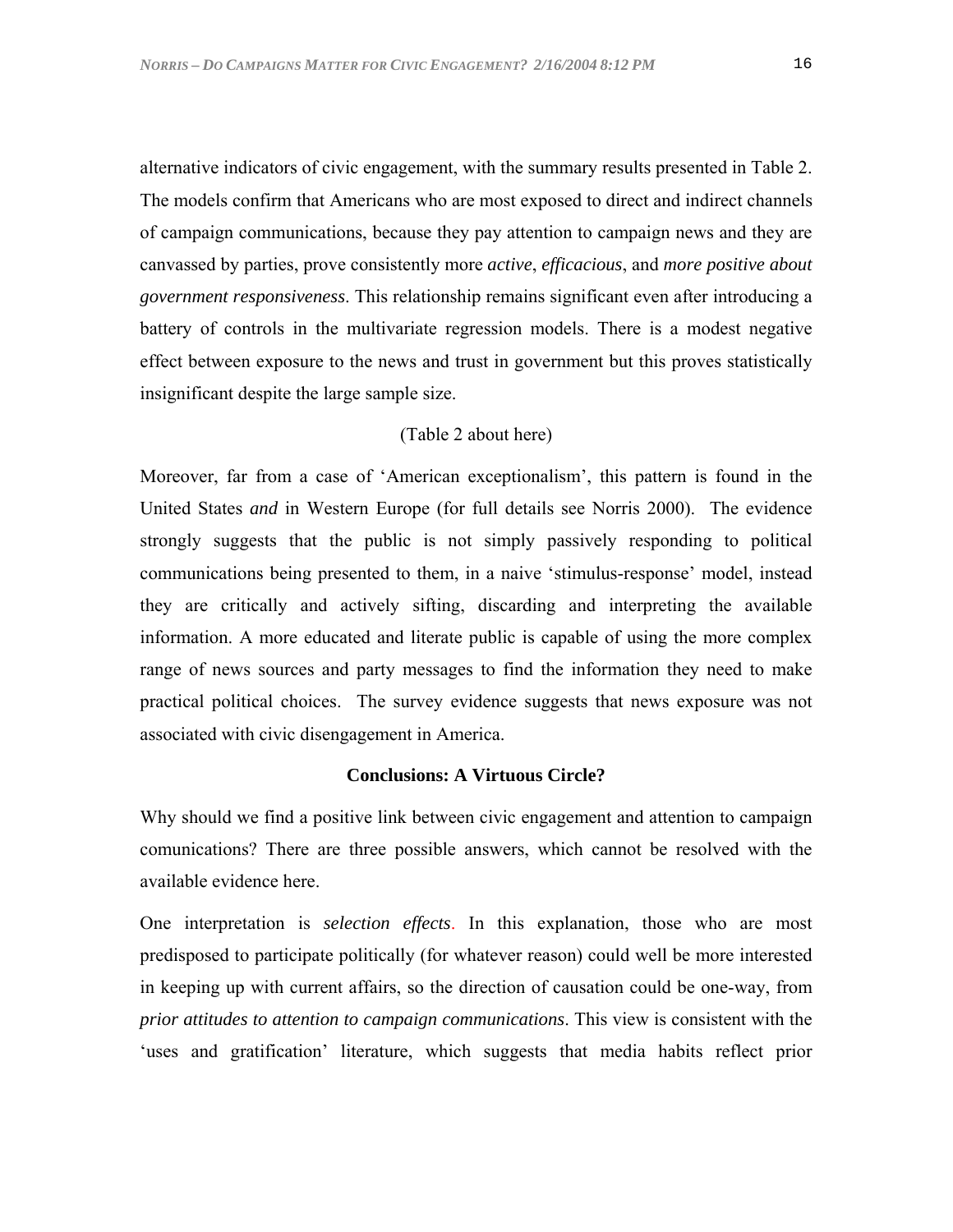alternative indicators of civic engagement, with the summary results presented in Table 2. The models confirm that Americans who are most exposed to direct and indirect channels of campaign communications, because they pay attention to campaign news and they are canvassed by parties, prove consistently more *active*, *efficacious*, and *more positive about government responsiveness*. This relationship remains significant even after introducing a battery of controls in the multivariate regression models. There is a modest negative effect between exposure to the news and trust in government but this proves statistically insignificant despite the large sample size.

(Table 2 about here)

Moreover, far from a case of 'American exceptionalism', this pattern is found in the United States *and* in Western Europe (for full details see Norris 2000). The evidence strongly suggests that the public is not simply passively responding to political communications being presented to them, in a naive 'stimulus-response' model, instead they are critically and actively sifting, discarding and interpreting the available information. A more educated and literate public is capable of using the more complex range of news sources and party messages to find the information they need to make practical political choices. The survey evidence suggests that news exposure was not associated with civic disengagement in America.

## Conclusions: A Virtuous Circle?

Why should we find a positive link between civic engagement and attention to campaign comunications? There are three possible answers, which cannot be resolved with the available evidence here.

One interpretation is *selection effects*. In this explanation, those who are most predisposed to participate politically (for whatever reason) could well be more interested in keeping up with current affairs, so the direction of causation could be one-way, from *prior attitudes to attention to campaign communications*. This view is consistent with the 'uses and gratification' literature, which suggests that media habits reflect prior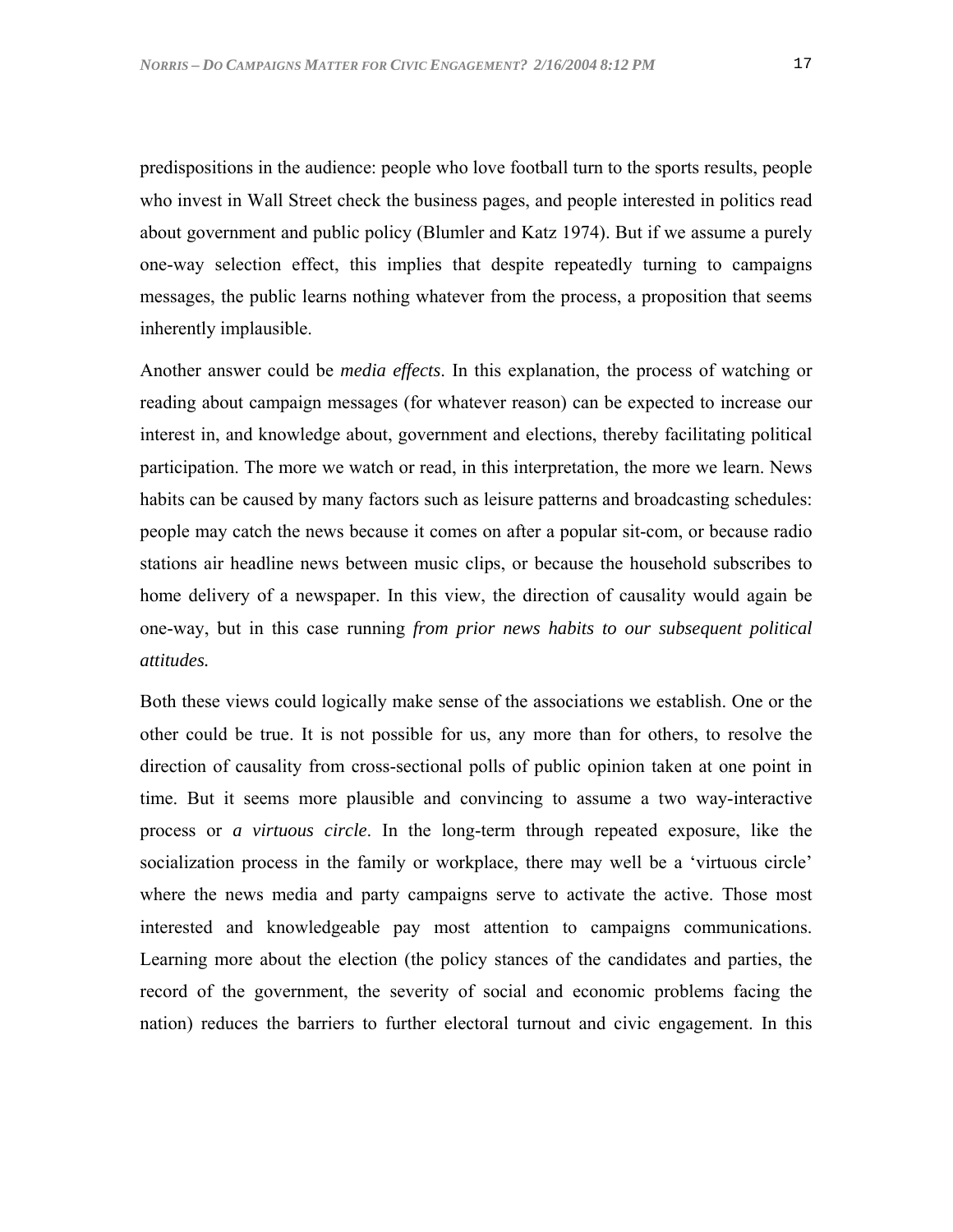predispositions in the audience: people who love football turn to the sports results, people who invest in Wall Street check the business pages, and people interested in politics read about government and public policy (Blumler and Katz 1974). But if we assume a purely one-way selection effect, this implies that despite repeatedly turning to campaigns messages, the public learns nothing whatever from the process, a proposition that seems inherently implausible.

Another answer could be *media effects*. In this explanation, the process of watching or reading about campaign messages (for whatever reason) can be expected to increase our interest in, and knowledge about, government and elections, thereby facilitating political participation. The more we watch or read, in this interpretation, the more we learn. News habits can be caused by many factors such as leisure patterns and broadcasting schedules: people may catch the news because it comes on after a popular sit-com, or because radio stations air headline news between music clips, or because the household subscribes to home delivery of a newspaper. In this view, the direction of causality would again be one-way, but in this case running *from prior news habits to our subsequent political attitudes.*

Both these views could logically make sense of the associations we establish. One or the other could be true. It is not possible for us, any more than for others, to resolve the direction of causality from cross-sectional polls of public opinion taken at one point in time. But it seems more plausible and convincing to assume a two way-interactive process or *a virtuous circle*. In the long-term through repeated exposure, like the socialization process in the family or workplace, there may well be a 'virtuous circle' where the news media and party campaigns serve to activate the active. Those most interested and knowledgeable pay most attention to campaigns communications. Learning more about the election (the policy stances of the candidates and parties, the record of the government, the severity of social and economic problems facing the nation) reduces the barriers to further electoral turnout and civic engagement. In this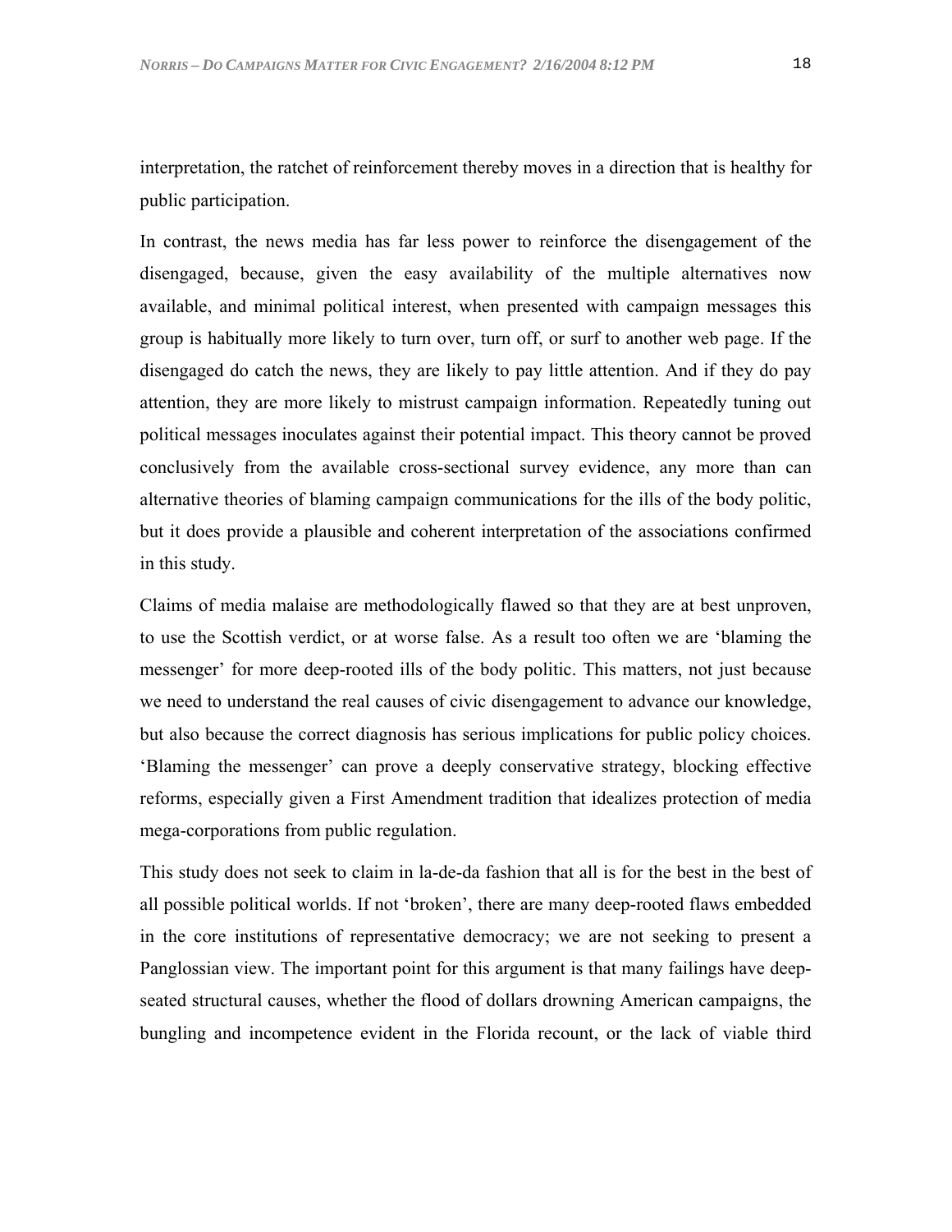interpretation, the ratchet of reinforcement thereby moves in a direction that is healthy for public participation.

In contrast, the news media has far less power to reinforce the disengagement of the disengaged, because, given the easy availability of the multiple alternatives now available, and minimal political interest, when presented with campaign messages this group is habitually more likely to turn over, turn off, or surf to another web page. If the disengaged do catch the news, they are likely to pay little attention. And if they do pay attention, they are more likely to mistrust campaign information. Repeatedly tuning out political messages inoculates against their potential impact. This theory cannot be proved conclusively from the available cross-sectional survey evidence, any more than can alternative theories of blaming campaign communications for the ills of the body politic, but it does provide a plausible and coherent interpretation of the associations confirmed in this study.

Claims of media malaise are methodologically flawed so that they are at best unproven, to use the Scottish verdict, or at worse false. As a result too often we are 'blaming the messenger' for more deep-rooted ills of the body politic. This matters, not just because we need to understand the real causes of civic disengagement to advance our knowledge, but also because the correct diagnosis has serious implications for public policy choices. 'Blaming the messenger' can prove a deeply conservative strategy, blocking effective reforms, especially given a First Amendment tradition that idealizes protection of media mega-corporations from public regulation.

This study does not seek to claim in la-de-da fashion that all is for the best in the best of all possible political worlds. If not 'broken', there are many deep-rooted flaws embedded in the core institutions of representative democracy; we are not seeking to present a Panglossian view. The important point for this argument is that many failings have deep-seated structural causes, whether the flood of dollars drowning American campaigns, the bungling and incompetence evident in the Florida recount, or the lack of viable third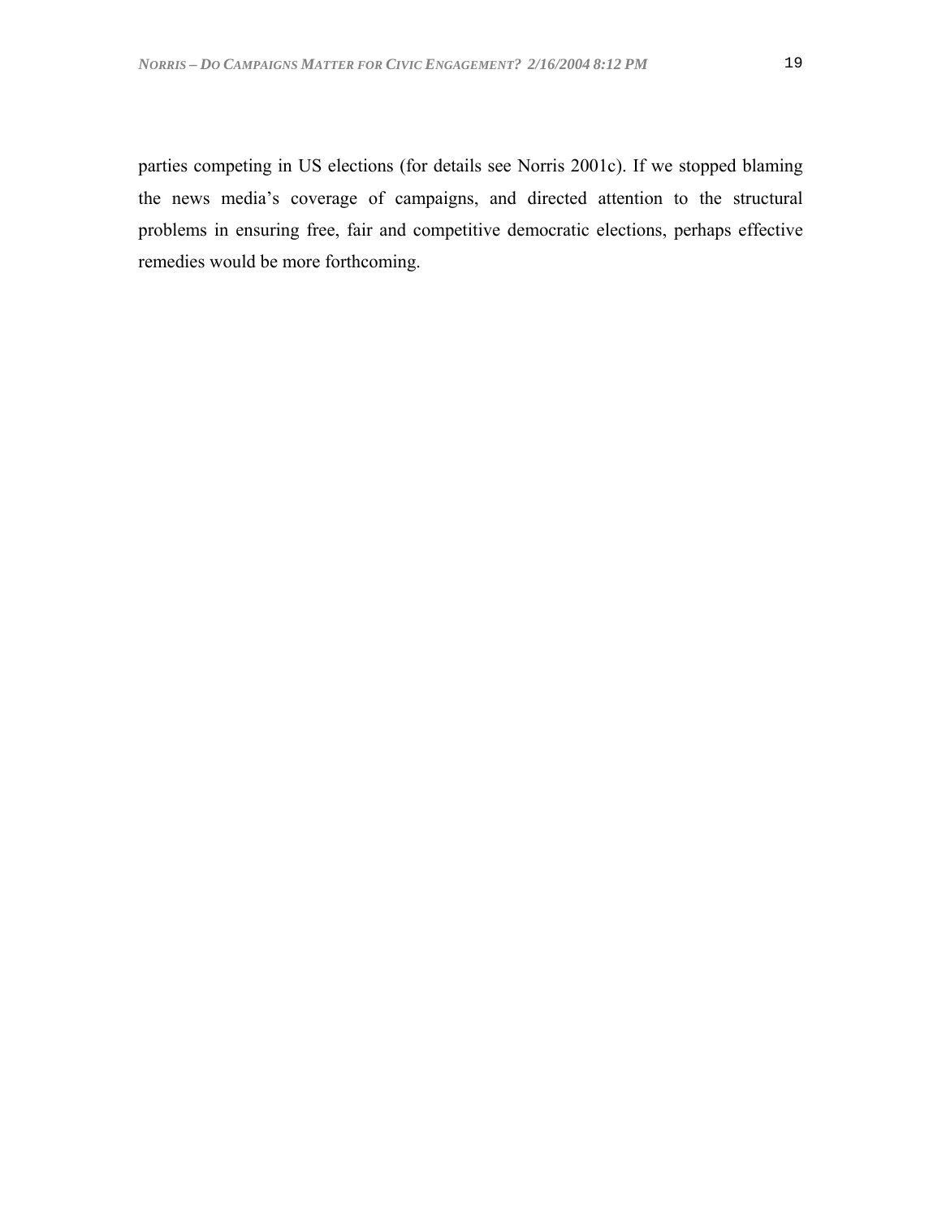parties competing in US elections (for details see Norris 2001c). If we stopped blaming the news media's coverage of campaigns, and directed attention to the structural problems in ensuring free, fair and competitive democratic elections, perhaps effective remedies would be more forthcoming.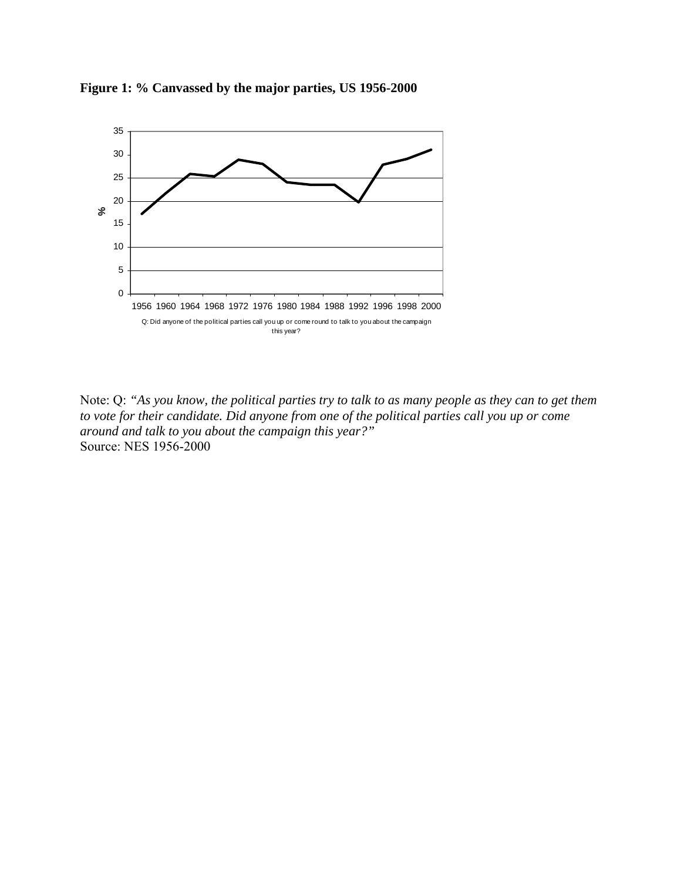**Figure 1: % Canvassed by the major parties, US 1956-2000**

35
30
25
20
15
10
5
0

%

1956 1960 1964 1968 1972 1976 1980 1984 1988 1992 1996 1998 2000

Q: Did anyone of the political parties call you up or come round to talk to you about the campaign this year?

Note: Q: *"As you know, the political parties try to talk to as many people as they can to get them to vote for their candidate. Did anyone from one of the political parties call you up or come around and talk to you about the campaign this year?"*
Source: NES 1956-2000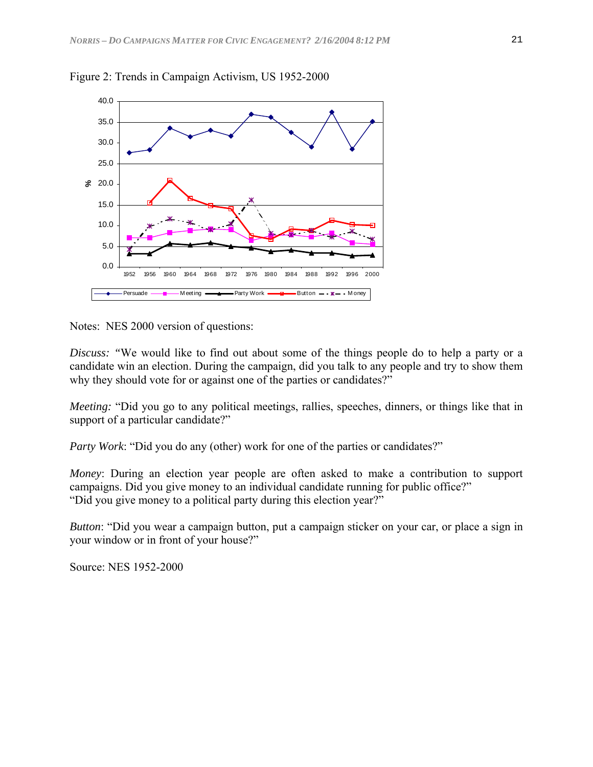Figure 2: Trends in Campaign Activism, US 1952-2000

40.0
35.0
30.0
25.0
20.0
15.0
10.0
5.0
0.0

%

1952 1956 1960 1964 1968 1972 1976 1980 1984 1988 1992 1996 2000

Persuade Meeting Party Work Button Money

Notes: NES 2000 version of questions:

*Discuss: "*We would like to find out about some of the things people do to help a party or a candidate win an election. During the campaign, did you talk to any people and try to show them why they should vote for or against one of the parties or candidates?"

*Meeting:* "Did you go to any political meetings, rallies, speeches, dinners, or things like that in support of a particular candidate?"

*Party Work*: "Did you do any (other) work for one of the parties or candidates?"

*Money*: During an election year people are often asked to make a contribution to support campaigns. Did you give money to an individual candidate running for public office?"
"Did you give money to a political party during this election year?"

*Button*: "Did you wear a campaign button, put a campaign sticker on your car, or place a sign in your window or in front of your house?"

Source: NES 1952-2000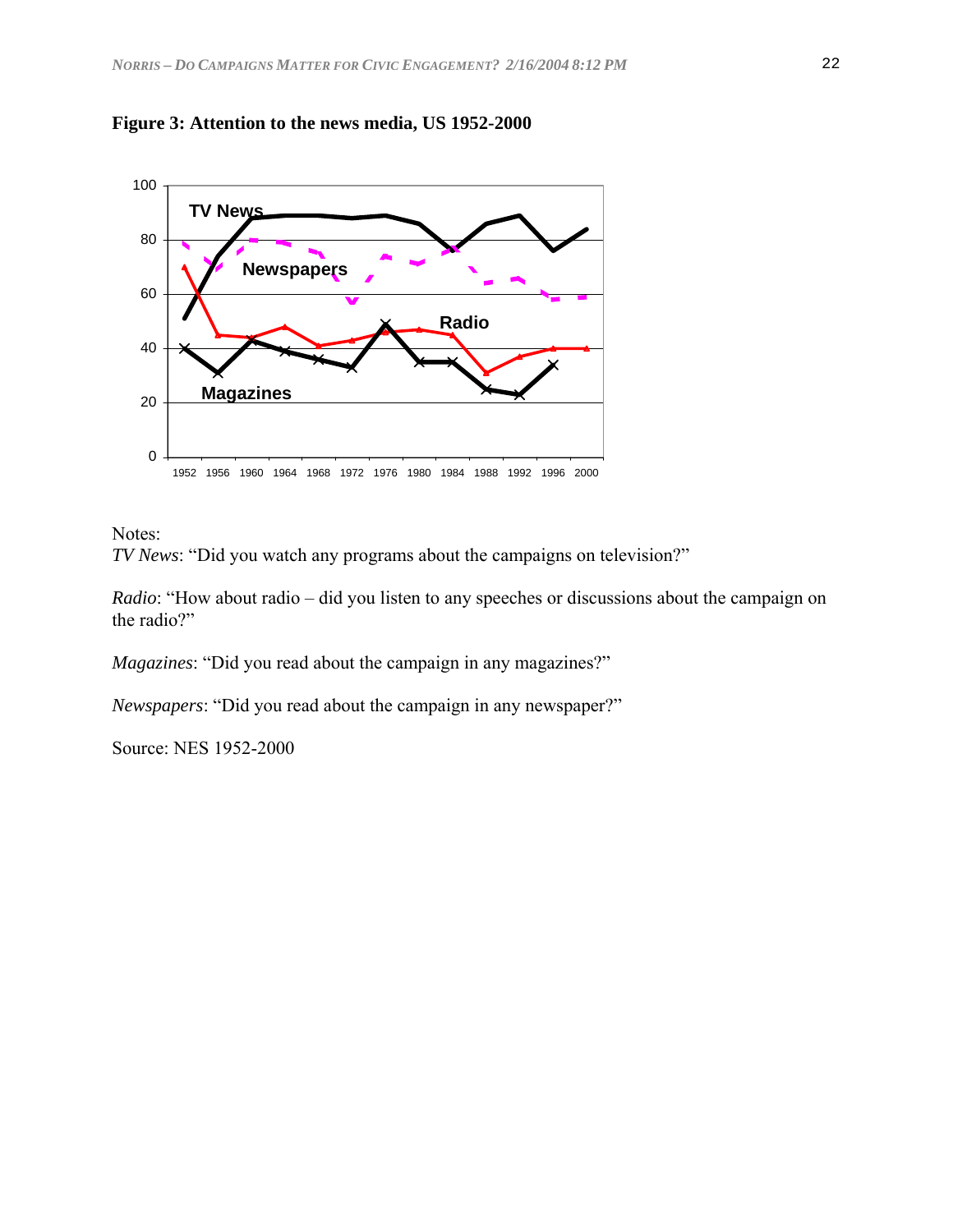**Figure 3: Attention to the news media, US 1952-2000**

100
80
60
40
20
0

TV News
Newspapers
Radio
Magazines

1952 1956 1960 1964 1968 1972 1976 1980 1984 1988 1992 1996 2000

Notes:

*TV News*: "Did you watch any programs about the campaigns on television?"

*Radio*: "How about radio – did you listen to any speeches or discussions about the campaign on the radio?"

*Magazines*: "Did you read about the campaign in any magazines?"

*Newspapers*: "Did you read about the campaign in any newspaper?"

Source: NES 1952-2000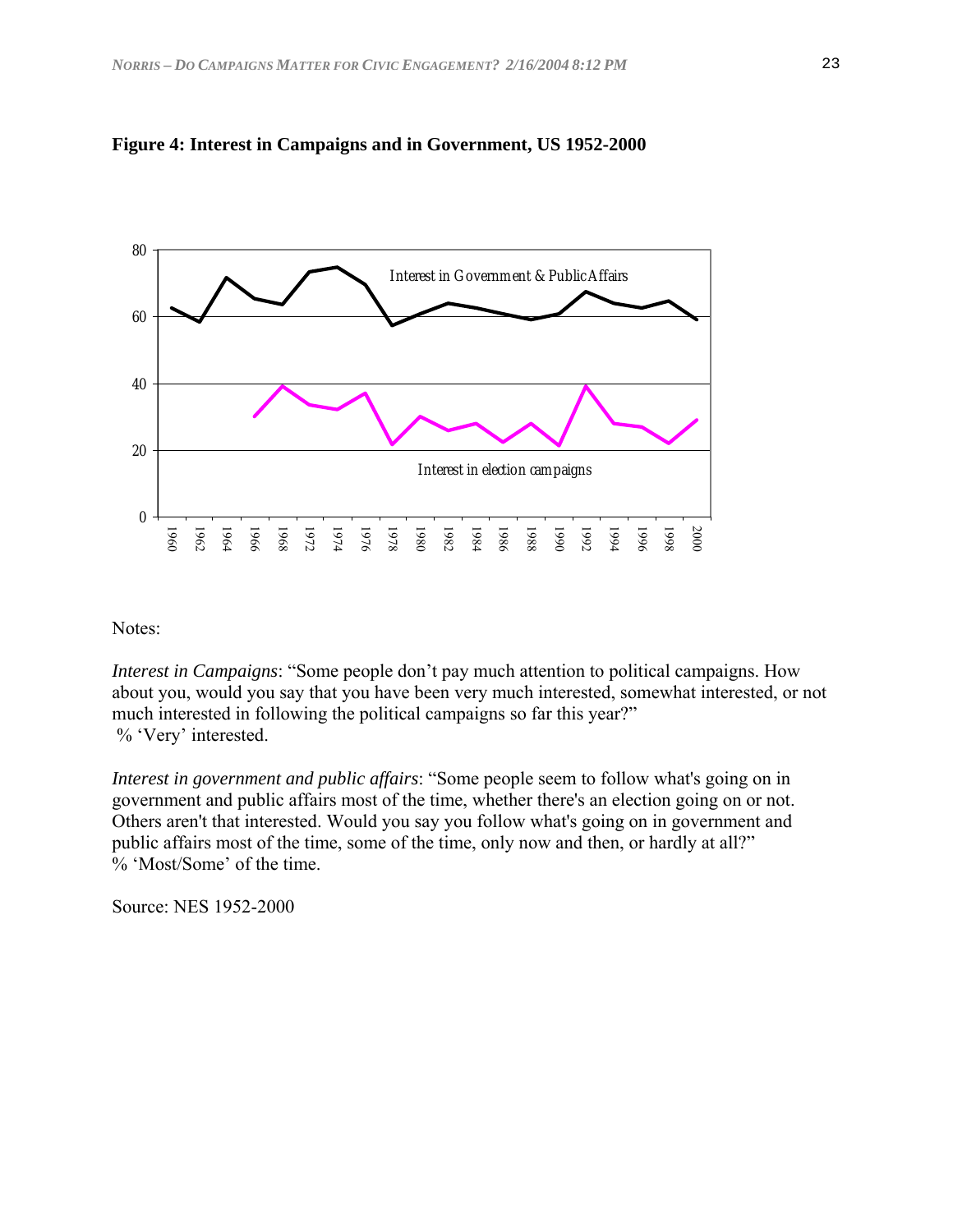**Figure 4: Interest in Campaigns and in Government, US 1952-2000**

Notes:

*Interest in Campaigns*: "Some people don't pay much attention to political campaigns. How about you, would you say that you have been very much interested, somewhat interested, or not much interested in following the political campaigns so far this year?"
% 'Very' interested.

*Interest in government and public affairs*: "Some people seem to follow what's going on in government and public affairs most of the time, whether there's an election going on or not. Others aren't that interested. Would you say you follow what's going on in government and public affairs most of the time, some of the time, only now and then, or hardly at all?"
% 'Most/Some' of the time.

Source: NES 1952-2000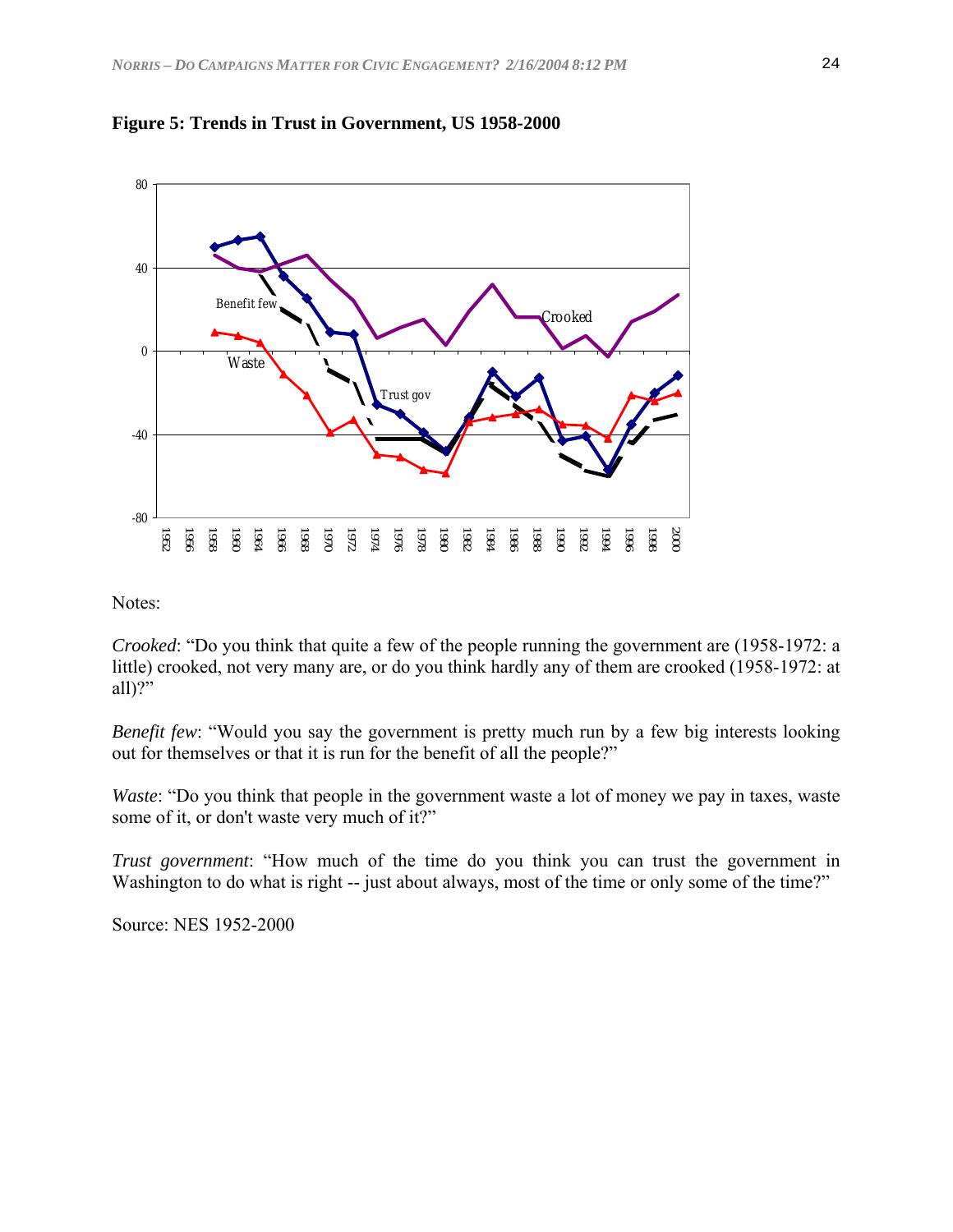**Figure 5: Trends in Trust in Government, US 1958-2000**

Notes:

*Crooked*: "Do you think that quite a few of the people running the government are (1958-1972: a little) crooked, not very many are, or do you think hardly any of them are crooked (1958-1972: at all)?"

*Benefit few*: "Would you say the government is pretty much run by a few big interests looking out for themselves or that it is run for the benefit of all the people?"

*Waste*: "Do you think that people in the government waste a lot of money we pay in taxes, waste some of it, or don't waste very much of it?"

*Trust government*: "How much of the time do you think you can trust the government in Washington to do what is right -- just about always, most of the time or only some of the time?"

Source: NES 1952-2000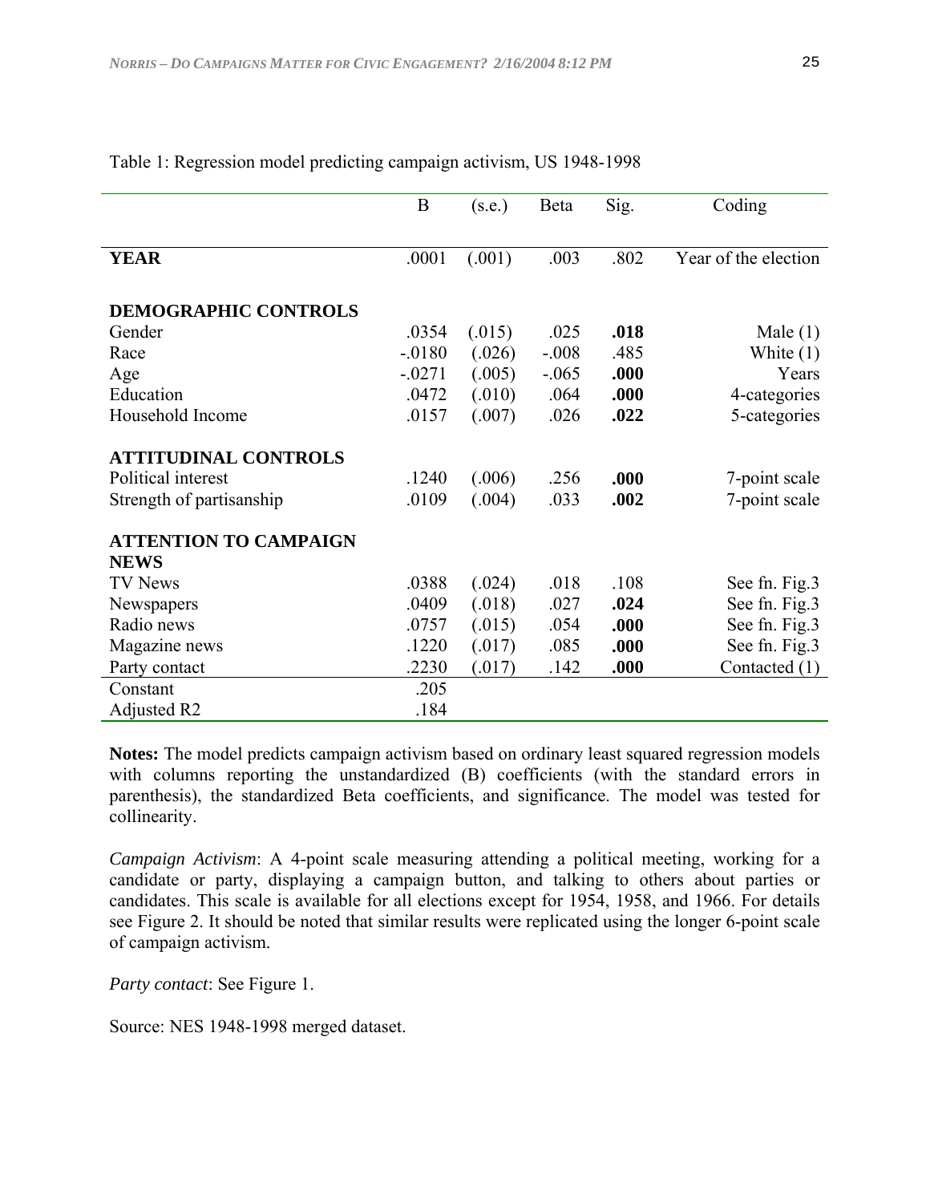Table 1: Regression model predicting campaign activism, US 1948-1998

| | B | (s.e.) | Beta | Sig. | Coding |
|---|---|---|---|---|---|
| **YEAR** | .0001 | (.001) | .003 | .802 | Year of the election |
| **DEMOGRAPHIC CONTROLS** | | | | | |
| Gender | .0354 | (.015) | .025 | **.018** | Male (1) |
| Race | -.0180 | (.026) | -.008 | .485 | White (1) |
| Age | -.0271 | (.005) | -.065 | **.000** | Years |
| Education | .0472 | (.010) | .064 | **.000** | 4-categories |
| Household Income | .0157 | (.007) | .026 | **.022** | 5-categories |
| **ATTITUDINAL CONTROLS** | | | | | |
| Political interest | .1240 | (.006) | .256 | **.000** | 7-point scale |
| Strength of partisanship | .0109 | (.004) | .033 | **.002** | 7-point scale |
| **ATTENTION TO CAMPAIGN NEWS** | | | | | |
| TV News | .0388 | (.024) | .018 | .108 | See fn. Fig.3 |
| Newspapers | .0409 | (.018) | .027 | **.024** | See fn. Fig.3 |
| Radio news | .0757 | (.015) | .054 | **.000** | See fn. Fig.3 |
| Magazine news | .1220 | (.017) | .085 | **.000** | See fn. Fig.3 |
| Party contact | .2230 | (.017) | .142 | **.000** | Contacted (1) |
| Constant | .205 | | | | |
| Adjusted R2 | .184 | | | | |

**Notes:** The model predicts campaign activism based on ordinary least squared regression models with columns reporting the unstandardized (B) coefficients (with the standard errors in parenthesis), the standardized Beta coefficients, and significance. The model was tested for collinearity.

*Campaign Activism*: A 4-point scale measuring attending a political meeting, working for a candidate or party, displaying a campaign button, and talking to others about parties or candidates. This scale is available for all elections except for 1954, 1958, and 1966. For details see Figure 2. It should be noted that similar results were replicated using the longer 6-point scale of campaign activism.

*Party contact*: See Figure 1.

Source: NES 1948-1998 merged dataset.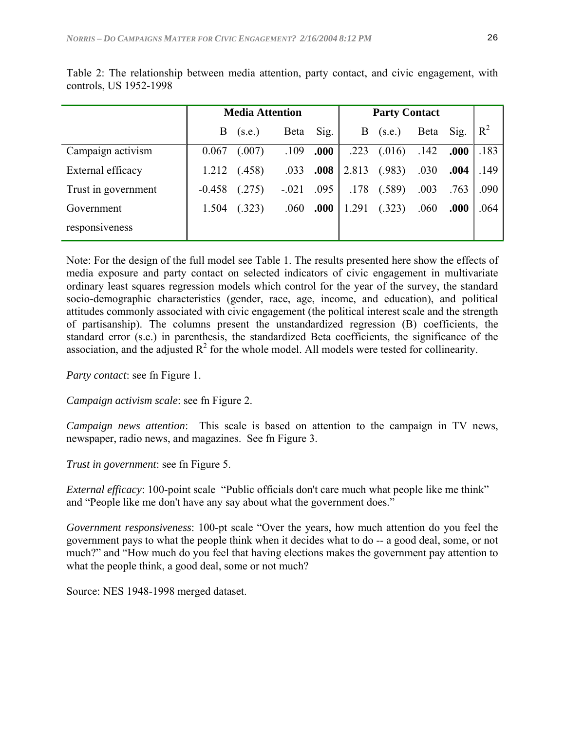Table 2: The relationship between media attention, party contact, and civic engagement, with controls, US 1952-1998

| | Media Attention | | | | Party Contact | | | | |
|---|---|---|---|---|---|---|---|---|---|
| | B | (s.e.) | Beta | Sig. | B | (s.e.) | Beta | Sig. | $R^2$ |
| Campaign activism | 0.067 | (.007) | .109 | **.000** | .223 | (.016) | .142 | **.000** | .183 |
| External efficacy | 1.212 | (.458) | .033 | **.008** | 2.813 | (.983) | .030 | **.004** | .149 |
| Trust in government | -0.458 | (.275) | -.021 | .095 | .178 | (.589) | .003 | .763 | .090 |
| Government responsiveness | 1.504 | (.323) | .060 | **.000** | 1.291 | (.323) | .060 | **.000** | .064 |

Note: For the design of the full model see Table 1. The results presented here show the effects of media exposure and party contact on selected indicators of civic engagement in multivariate ordinary least squares regression models which control for the year of the survey, the standard socio-demographic characteristics (gender, race, age, income, and education), and political attitudes commonly associated with civic engagement (the political interest scale and the strength of partisanship). The columns present the unstandardized regression (B) coefficients, the standard error (s.e.) in parenthesis, the standardized Beta coefficients, the significance of the association, and the adjusted $R^2$ for the whole model. All models were tested for collinearity.

*Party contact*: see fn Figure 1.

*Campaign activism scale*: see fn Figure 2.

*Campaign news attention*: This scale is based on attention to the campaign in TV news, newspaper, radio news, and magazines. See fn Figure 3.

*Trust in government*: see fn Figure 5.

*External efficacy*: 100-point scale "Public officials don't care much what people like me think" and "People like me don't have any say about what the government does."

*Government responsiveness*: 100-pt scale "Over the years, how much attention do you feel the government pays to what the people think when it decides what to do -- a good deal, some, or not much?" and "How much do you feel that having elections makes the government pay attention to what the people think, a good deal, some or not much?

Source: NES 1948-1998 merged dataset.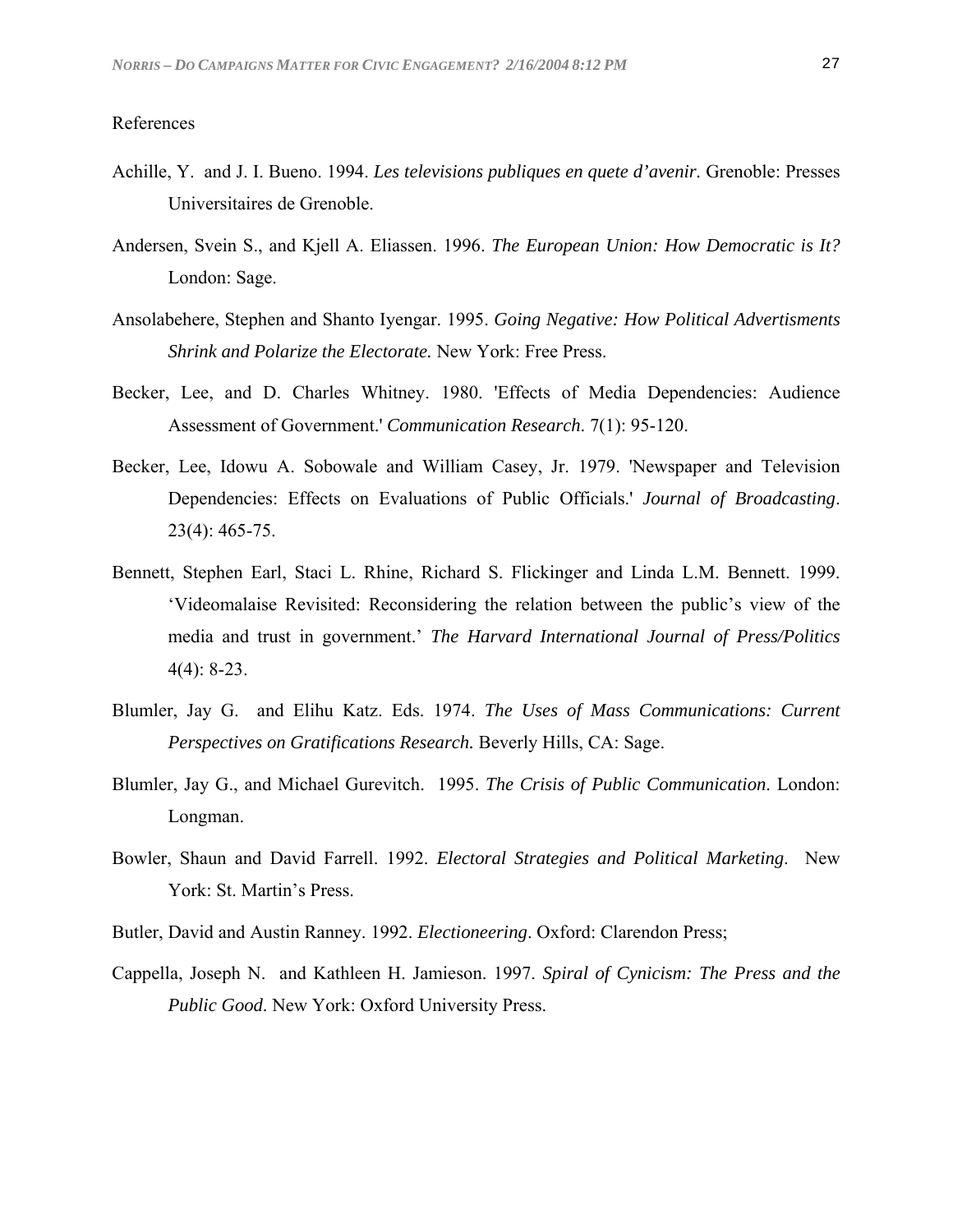References

Achille, Y. and J. I. Bueno. 1994. *Les televisions publiques en quete d'avenir.* Grenoble: Presses Universitaires de Grenoble.

Andersen, Svein S., and Kjell A. Eliassen. 1996. *The European Union: How Democratic is It?* London: Sage.

Ansolabehere, Stephen and Shanto Iyengar. 1995. *Going Negative: How Political Advertisments Shrink and Polarize the Electorate.* New York: Free Press.

Becker, Lee, and D. Charles Whitney. 1980. 'Effects of Media Dependencies: Audience Assessment of Government.' *Communication Research*. 7(1): 95-120.

Becker, Lee, Idowu A. Sobowale and William Casey, Jr. 1979. 'Newspaper and Television Dependencies: Effects on Evaluations of Public Officials.' *Journal of Broadcasting*. 23(4): 465-75.

Bennett, Stephen Earl, Staci L. Rhine, Richard S. Flickinger and Linda L.M. Bennett. 1999. 'Videomalaise Revisited: Reconsidering the relation between the public's view of the media and trust in government.' *The Harvard International Journal of Press/Politics* 4(4): 8-23.

Blumler, Jay G. and Elihu Katz. Eds. 1974. *The Uses of Mass Communications: Current Perspectives on Gratifications Research.* Beverly Hills, CA: Sage.

Blumler, Jay G., and Michael Gurevitch. 1995. *The Crisis of Public Communication*. London: Longman.

Bowler, Shaun and David Farrell. 1992. *Electoral Strategies and Political Marketing*. New York: St. Martin's Press.

Butler, David and Austin Ranney. 1992. *Electioneering*. Oxford: Clarendon Press;

Cappella, Joseph N. and Kathleen H. Jamieson. 1997. *Spiral of Cynicism: The Press and the Public Good*. New York: Oxford University Press.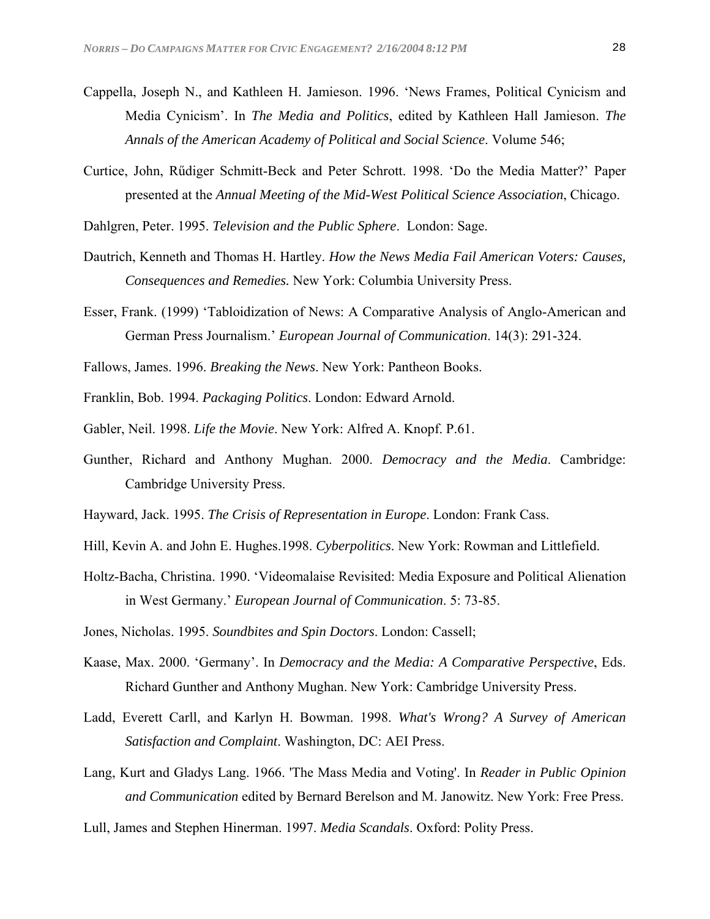Cappella, Joseph N., and Kathleen H. Jamieson. 1996. ‘News Frames, Political Cynicism and Media Cynicism’. In *The Media and Politics*, edited by Kathleen Hall Jamieson. *The Annals of the American Academy of Political and Social Science*. Volume 546;

Curtice, John, Rűdiger Schmitt-Beck and Peter Schrott. 1998. ‘Do the Media Matter?’ Paper presented at the *Annual Meeting of the Mid-West Political Science Association*, Chicago.

Dahlgren, Peter. 1995. *Television and the Public Sphere*. London: Sage.

Dautrich, Kenneth and Thomas H. Hartley. *How the News Media Fail American Voters: Causes, Consequences and Remedies.* New York: Columbia University Press.

Esser, Frank. (1999) ‘Tabloidization of News: A Comparative Analysis of Anglo-American and German Press Journalism.’ *European Journal of Communication*. 14(3): 291-324.

Fallows, James. 1996. *Breaking the News*. New York: Pantheon Books.

Franklin, Bob. 1994. *Packaging Politics*. London: Edward Arnold.

Gabler, Neil. 1998. *Life the Movie*. New York: Alfred A. Knopf. P.61.

Gunther, Richard and Anthony Mughan. 2000. *Democracy and the Media*. Cambridge: Cambridge University Press.

Hayward, Jack. 1995. *The Crisis of Representation in Europe*. London: Frank Cass.

Hill, Kevin A. and John E. Hughes.1998. *Cyberpolitics*. New York: Rowman and Littlefield.

Holtz-Bacha, Christina. 1990. ‘Videomalaise Revisited: Media Exposure and Political Alienation in West Germany.’ *European Journal of Communication*. 5: 73-85.

Jones, Nicholas. 1995. *Soundbites and Spin Doctors*. London: Cassell;

Kaase, Max. 2000. ‘Germany’. In *Democracy and the Media: A Comparative Perspective*, Eds. Richard Gunther and Anthony Mughan. New York: Cambridge University Press.

Ladd, Everett Carll, and Karlyn H. Bowman. 1998. *What's Wrong? A Survey of American Satisfaction and Complaint*. Washington, DC: AEI Press.

Lang, Kurt and Gladys Lang. 1966. 'The Mass Media and Voting'. In *Reader in Public Opinion and Communication* edited by Bernard Berelson and M. Janowitz. New York: Free Press.

Lull, James and Stephen Hinerman. 1997. *Media Scandals*. Oxford: Polity Press.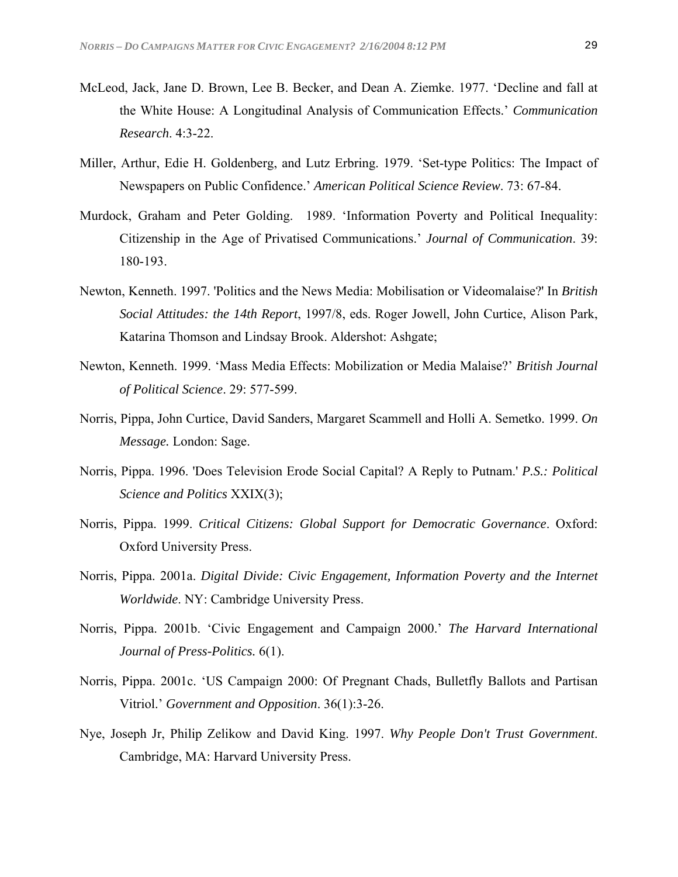McLeod, Jack, Jane D. Brown, Lee B. Becker, and Dean A. Ziemke. 1977. 'Decline and fall at the White House: A Longitudinal Analysis of Communication Effects.' *Communication Research*. 4:3-22.

Miller, Arthur, Edie H. Goldenberg, and Lutz Erbring. 1979. 'Set-type Politics: The Impact of Newspapers on Public Confidence.' *American Political Science Review*. 73: 67-84.

Murdock, Graham and Peter Golding. 1989. 'Information Poverty and Political Inequality: Citizenship in the Age of Privatised Communications.' *Journal of Communication*. 39: 180-193.

Newton, Kenneth. 1997. 'Politics and the News Media: Mobilisation or Videomalaise?' In *British Social Attitudes: the 14th Report*, 1997/8, eds. Roger Jowell, John Curtice, Alison Park, Katarina Thomson and Lindsay Brook. Aldershot: Ashgate;

Newton, Kenneth. 1999. 'Mass Media Effects: Mobilization or Media Malaise?' *British Journal of Political Science*. 29: 577-599.

Norris, Pippa, John Curtice, David Sanders, Margaret Scammell and Holli A. Semetko. 1999. *On Message.* London: Sage.

Norris, Pippa. 1996. 'Does Television Erode Social Capital? A Reply to Putnam.' *P.S.: Political Science and Politics* XXIX(3);

Norris, Pippa. 1999. *Critical Citizens: Global Support for Democratic Governance*. Oxford: Oxford University Press.

Norris, Pippa. 2001a. *Digital Divide: Civic Engagement, Information Poverty and the Internet Worldwide*. NY: Cambridge University Press.

Norris, Pippa. 2001b. 'Civic Engagement and Campaign 2000.' *The Harvard International Journal of Press-Politics.* 6(1).

Norris, Pippa. 2001c. 'US Campaign 2000: Of Pregnant Chads, Bulletfly Ballots and Partisan Vitriol.' *Government and Opposition*. 36(1):3-26.

Nye, Joseph Jr, Philip Zelikow and David King. 1997. *Why People Don't Trust Government*. Cambridge, MA: Harvard University Press.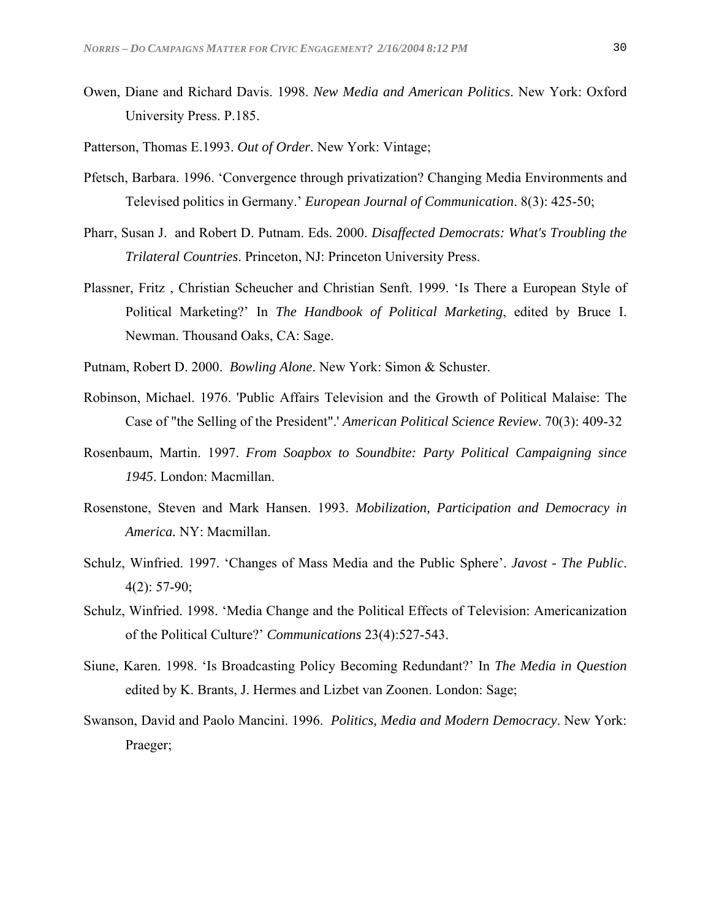Owen, Diane and Richard Davis. 1998. *New Media and American Politics*. New York: Oxford University Press. P.185.

Patterson, Thomas E.1993. *Out of Order*. New York: Vintage;

Pfetsch, Barbara. 1996. 'Convergence through privatization? Changing Media Environments and Televised politics in Germany.' *European Journal of Communication*. 8(3): 425-50;

Pharr, Susan J. and Robert D. Putnam. Eds. 2000. *Disaffected Democrats: What's Troubling the Trilateral Countries*. Princeton, NJ: Princeton University Press.

Plassner, Fritz , Christian Scheucher and Christian Senft. 1999. 'Is There a European Style of Political Marketing?' In *The Handbook of Political Marketing*, edited by Bruce I. Newman. Thousand Oaks, CA: Sage.

Putnam, Robert D. 2000. *Bowling Alone*. New York: Simon & Schuster.

Robinson, Michael. 1976. 'Public Affairs Television and the Growth of Political Malaise: The Case of "the Selling of the President".' *American Political Science Review*. 70(3): 409-32

Rosenbaum, Martin. 1997. *From Soapbox to Soundbite: Party Political Campaigning since 1945*. London: Macmillan.

Rosenstone, Steven and Mark Hansen. 1993. *Mobilization, Participation and Democracy in America.* NY: Macmillan.

Schulz, Winfried. 1997. 'Changes of Mass Media and the Public Sphere'. *Javost - The Public*. 4(2): 57-90;

Schulz, Winfried. 1998. 'Media Change and the Political Effects of Television: Americanization of the Political Culture?' *Communications* 23(4):527-543.

Siune, Karen. 1998. 'Is Broadcasting Policy Becoming Redundant?' In *The Media in Question* edited by K. Brants, J. Hermes and Lizbet van Zoonen. London: Sage;

Swanson, David and Paolo Mancini. 1996. *Politics, Media and Modern Democracy*. New York: Praeger;